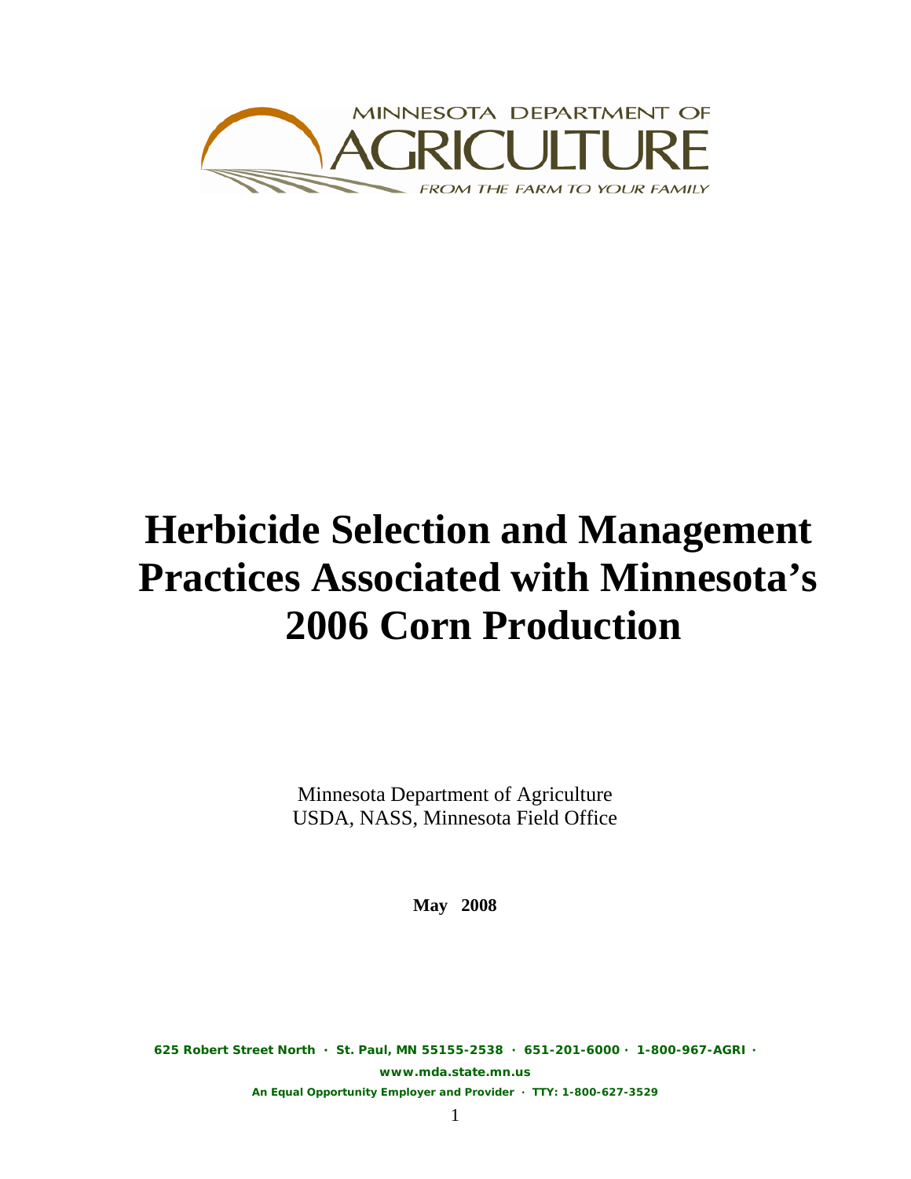MINNESOTA DEPARTMENT OF

AGRICULTURE

*FROM THE FARM TO YOUR FAMILY*

# Herbicide Selection and Management Practices Associated with Minnesota's 2006 Corn Production

Minnesota Department of Agriculture
USDA, NASS, Minnesota Field Office

**May 2008**

**625 Robert Street North · St. Paul, MN 55155-2538 · 651-201-6000 · 1-800-967-AGRI ·**

**www.mda.state.mn.us**

**An Equal Opportunity Employer and Provider · TTY: 1-800-627-3529**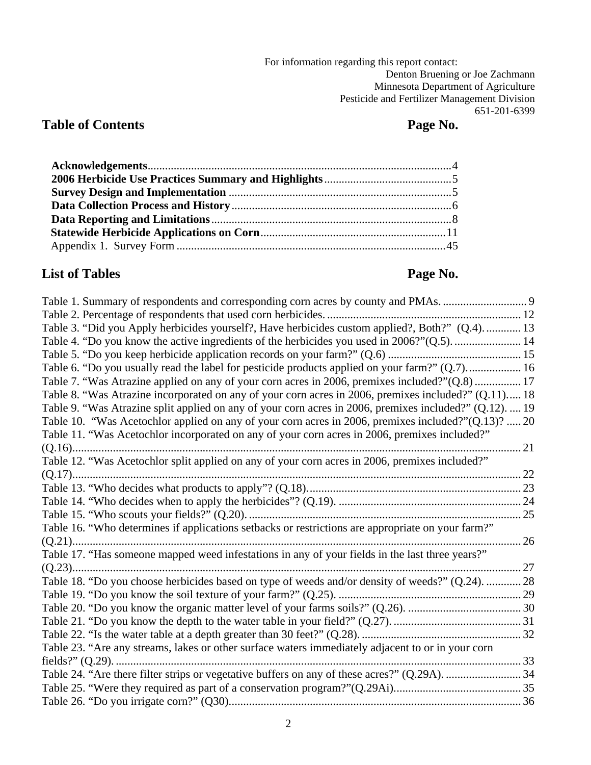For information regarding this report contact:
Denton Bruening or Joe Zachmann
Minnesota Department of Agriculture
Pesticide and Fertilizer Management Division
651-201-6399

## Table of Contents

| | Page No. |
|---|---|
| **Acknowledgements** | 4 |
| **2006 Herbicide Use Practices Summary and Highlights** | 5 |
| **Survey Design and Implementation** | 5 |
| **Data Collection Process and History** | 6 |
| **Data Reporting and Limitations** | 8 |
| **Statewide Herbicide Applications on Corn** | 11 |
| Appendix 1. Survey Form | 45 |

## List of Tables

| | Page No. |
|---|---|
| Table 1. Summary of respondents and corresponding corn acres by county and PMAs. | 9 |
| Table 2. Percentage of respondents that used corn herbicides. | 12 |
| Table 3. "Did you Apply herbicides yourself?, Have herbicides custom applied?, Both?" (Q.4). | 13 |
| Table 4. "Do you know the active ingredients of the herbicides you used in 2006?"(Q.5). | 14 |
| Table 5. "Do you keep herbicide application records on your farm?" (Q.6) | 15 |
| Table 6. "Do you usually read the label for pesticide products applied on your farm?" (Q.7). | 16 |
| Table 7. "Was Atrazine applied on any of your corn acres in 2006, premixes included?"(Q.8) | 17 |
| Table 8. "Was Atrazine incorporated on any of your corn acres in 2006, premixes included?" (Q.11). | 18 |
| Table 9. "Was Atrazine split applied on any of your corn acres in 2006, premixes included?" (Q.12). | 19 |
| Table 10. "Was Acetochlor applied on any of your corn acres in 2006, premixes included?"(Q.13)? | 20 |
| Table 11. "Was Acetochlor incorporated on any of your corn acres in 2006, premixes included?" (Q.16). | 21 |
| Table 12. "Was Acetochlor split applied on any of your corn acres in 2006, premixes included?" (Q.17). | 22 |
| Table 13. "Who decides what products to apply"? (Q.18). | 23 |
| Table 14. "Who decides when to apply the herbicides"? (Q.19). | 24 |
| Table 15. "Who scouts your fields?" (Q.20). | 25 |
| Table 16. "Who determines if applications setbacks or restrictions are appropriate on your farm?" (Q.21). | 26 |
| Table 17. "Has someone mapped weed infestations in any of your fields in the last three years?" (Q.23). | 27 |
| Table 18. "Do you choose herbicides based on type of weeds and/or density of weeds?" (Q.24). | 28 |
| Table 19. "Do you know the soil texture of your farm?" (Q.25). | 29 |
| Table 20. "Do you know the organic matter level of your farms soils?" (Q.26). | 30 |
| Table 21. "Do you know the depth to the water table in your field?" (Q.27). | 31 |
| Table 22. "Is the water table at a depth greater than 30 feet?" (Q.28). | 32 |
| Table 23. "Are any streams, lakes or other surface waters immediately adjacent to or in your corn fields?" (Q.29). | 33 |
| Table 24. "Are there filter strips or vegetative buffers on any of these acres?" (Q.29A). | 34 |
| Table 25. "Were they required as part of a conservation program?"(Q.29Ai). | 35 |
| Table 26. "Do you irrigate corn?" (Q30). | 36 |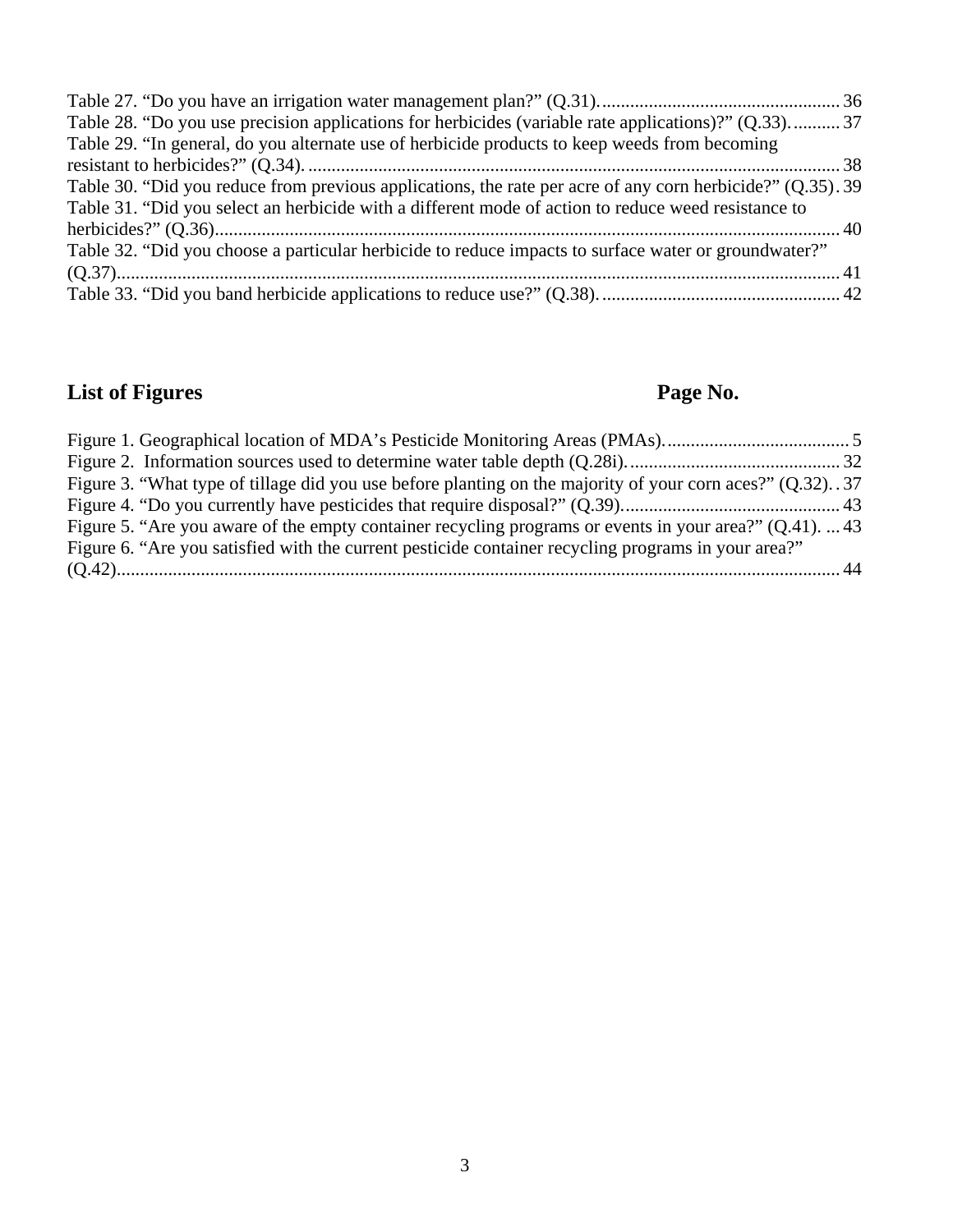Table 27. “Do you have an irrigation water management plan?” (Q.31). .......... 36
Table 28. “Do you use precision applications for herbicides (variable rate applications)?” (Q.33). .......... 37
Table 29. “In general, do you alternate use of herbicide products to keep weeds from becoming resistant to herbicides?” (Q.34). .......... 38
Table 30. “Did you reduce from previous applications, the rate per acre of any corn herbicide?” (Q.35). .......... 39
Table 31. “Did you select an herbicide with a different mode of action to reduce weed resistance to herbicides?” (Q.36). .......... 40
Table 32. “Did you choose a particular herbicide to reduce impacts to surface water or groundwater?” (Q.37). .......... 41
Table 33. “Did you band herbicide applications to reduce use?” (Q.38). .......... 42

## List of Figures — Page No.

Figure 1. Geographical location of MDA’s Pesticide Monitoring Areas (PMAs). .......... 5
Figure 2. Information sources used to determine water table depth (Q.28i). .......... 32
Figure 3. “What type of tillage did you use before planting on the majority of your corn aces?” (Q.32). .......... 37
Figure 4. “Do you currently have pesticides that require disposal?” (Q.39). .......... 43
Figure 5. “Are you aware of the empty container recycling programs or events in your area?” (Q.41). .......... 43
Figure 6. “Are you satisfied with the current pesticide container recycling programs in your area?” (Q.42). .......... 44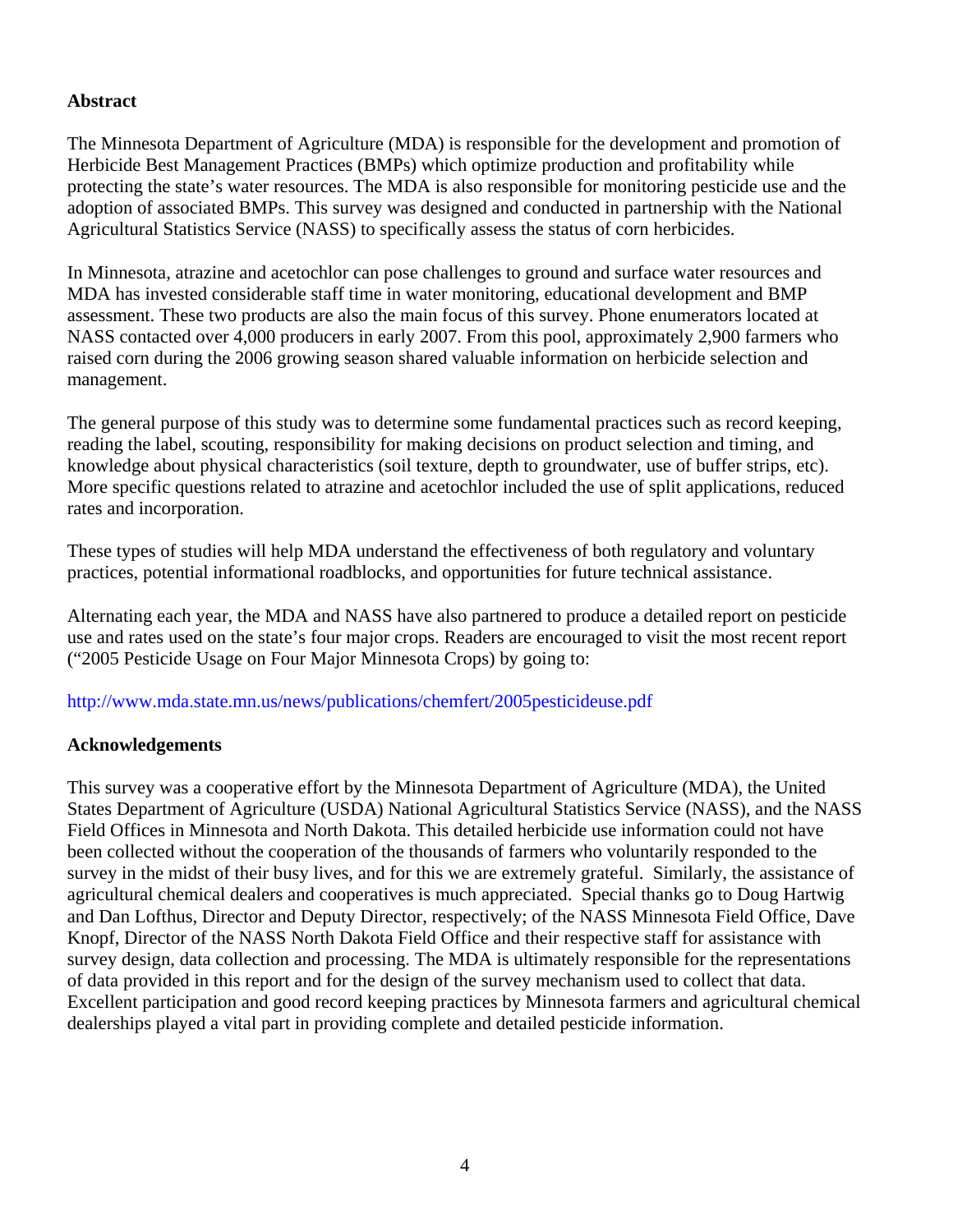## Abstract

The Minnesota Department of Agriculture (MDA) is responsible for the development and promotion of Herbicide Best Management Practices (BMPs) which optimize production and profitability while protecting the state's water resources. The MDA is also responsible for monitoring pesticide use and the adoption of associated BMPs. This survey was designed and conducted in partnership with the National Agricultural Statistics Service (NASS) to specifically assess the status of corn herbicides.

In Minnesota, atrazine and acetochlor can pose challenges to ground and surface water resources and MDA has invested considerable staff time in water monitoring, educational development and BMP assessment. These two products are also the main focus of this survey. Phone enumerators located at NASS contacted over 4,000 producers in early 2007. From this pool, approximately 2,900 farmers who raised corn during the 2006 growing season shared valuable information on herbicide selection and management.

The general purpose of this study was to determine some fundamental practices such as record keeping, reading the label, scouting, responsibility for making decisions on product selection and timing, and knowledge about physical characteristics (soil texture, depth to groundwater, use of buffer strips, etc). More specific questions related to atrazine and acetochlor included the use of split applications, reduced rates and incorporation.

These types of studies will help MDA understand the effectiveness of both regulatory and voluntary practices, potential informational roadblocks, and opportunities for future technical assistance.

Alternating each year, the MDA and NASS have also partnered to produce a detailed report on pesticide use and rates used on the state's four major crops. Readers are encouraged to visit the most recent report ("2005 Pesticide Usage on Four Major Minnesota Crops) by going to:

http://www.mda.state.mn.us/news/publications/chemfert/2005pesticideuse.pdf

## Acknowledgements

This survey was a cooperative effort by the Minnesota Department of Agriculture (MDA), the United States Department of Agriculture (USDA) National Agricultural Statistics Service (NASS), and the NASS Field Offices in Minnesota and North Dakota. This detailed herbicide use information could not have been collected without the cooperation of the thousands of farmers who voluntarily responded to the survey in the midst of their busy lives, and for this we are extremely grateful. Similarly, the assistance of agricultural chemical dealers and cooperatives is much appreciated. Special thanks go to Doug Hartwig and Dan Lofthus, Director and Deputy Director, respectively; of the NASS Minnesota Field Office, Dave Knopf, Director of the NASS North Dakota Field Office and their respective staff for assistance with survey design, data collection and processing. The MDA is ultimately responsible for the representations of data provided in this report and for the design of the survey mechanism used to collect that data. Excellent participation and good record keeping practices by Minnesota farmers and agricultural chemical dealerships played a vital part in providing complete and detailed pesticide information.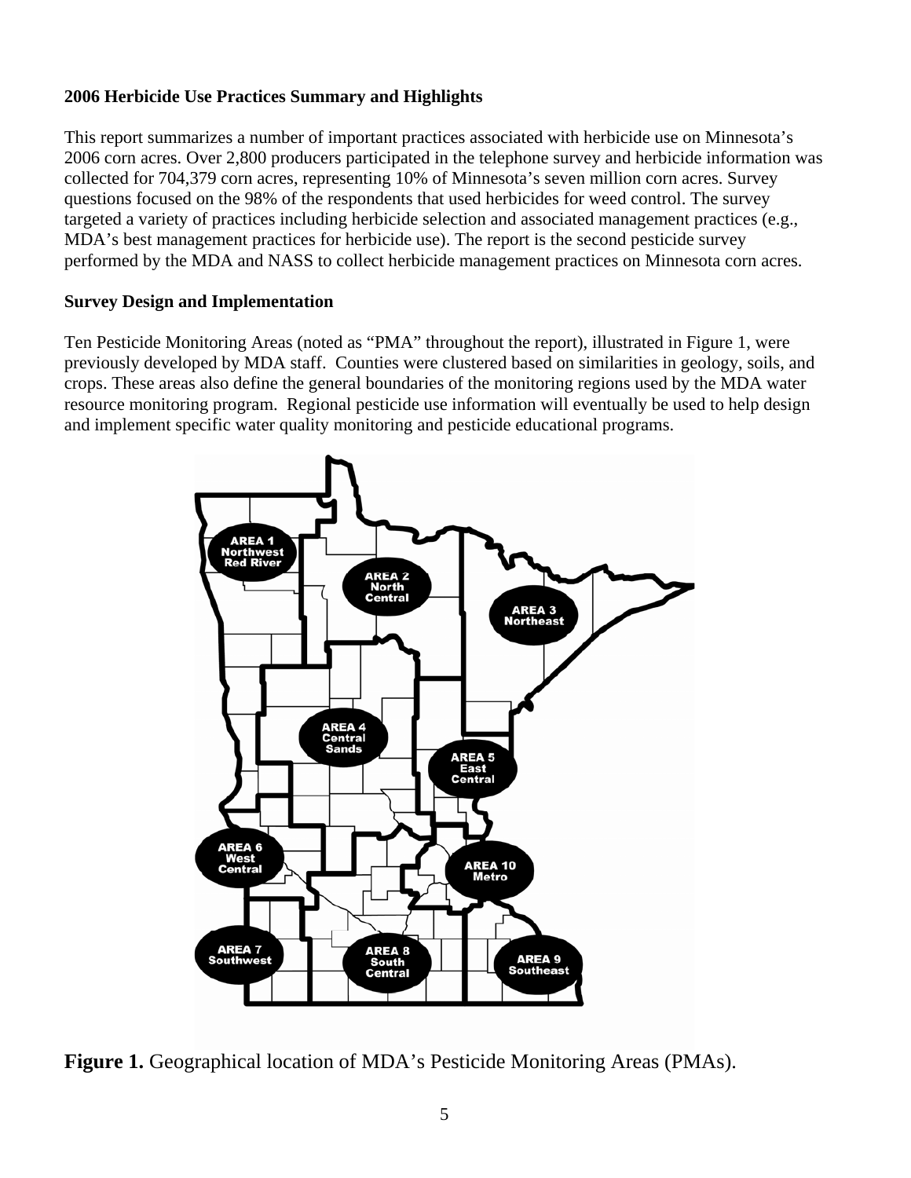**2006 Herbicide Use Practices Summary and Highlights**

This report summarizes a number of important practices associated with herbicide use on Minnesota's 2006 corn acres. Over 2,800 producers participated in the telephone survey and herbicide information was collected for 704,379 corn acres, representing 10% of Minnesota's seven million corn acres. Survey questions focused on the 98% of the respondents that used herbicides for weed control. The survey targeted a variety of practices including herbicide selection and associated management practices (e.g., MDA's best management practices for herbicide use). The report is the second pesticide survey performed by the MDA and NASS to collect herbicide management practices on Minnesota corn acres.

**Survey Design and Implementation**

Ten Pesticide Monitoring Areas (noted as "PMA" throughout the report), illustrated in Figure 1, were previously developed by MDA staff. Counties were clustered based on similarities in geology, soils, and crops. These areas also define the general boundaries of the monitoring regions used by the MDA water resource monitoring program. Regional pesticide use information will eventually be used to help design and implement specific water quality monitoring and pesticide educational programs.

AREA 1 Northwest Red River

AREA 2 North Central

AREA 3 Northeast

AREA 4 Central Sands

AREA 5 East Central

AREA 6 West Central

AREA 7 Southwest

AREA 8 South Central

AREA 9 Southeast

AREA 10 Metro

**Figure 1.** Geographical location of MDA's Pesticide Monitoring Areas (PMAs).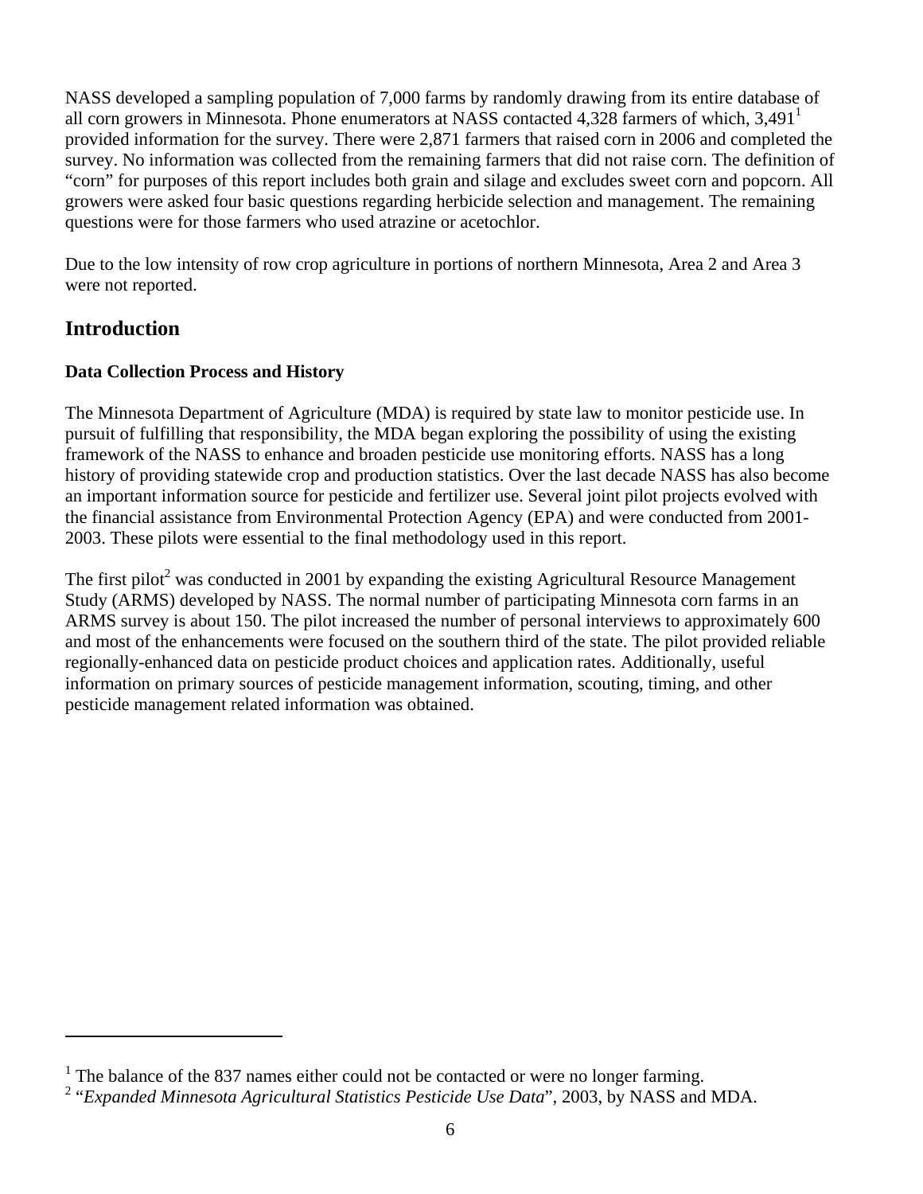NASS developed a sampling population of 7,000 farms by randomly drawing from its entire database of all corn growers in Minnesota. Phone enumerators at NASS contacted 4,328 farmers of which, 3,491[1] provided information for the survey. There were 2,871 farmers that raised corn in 2006 and completed the survey. No information was collected from the remaining farmers that did not raise corn. The definition of "corn" for purposes of this report includes both grain and silage and excludes sweet corn and popcorn. All growers were asked four basic questions regarding herbicide selection and management. The remaining questions were for those farmers who used atrazine or acetochlor.

Due to the low intensity of row crop agriculture in portions of northern Minnesota, Area 2 and Area 3 were not reported.

## Introduction

### Data Collection Process and History

The Minnesota Department of Agriculture (MDA) is required by state law to monitor pesticide use. In pursuit of fulfilling that responsibility, the MDA began exploring the possibility of using the existing framework of the NASS to enhance and broaden pesticide use monitoring efforts. NASS has a long history of providing statewide crop and production statistics. Over the last decade NASS has also become an important information source for pesticide and fertilizer use. Several joint pilot projects evolved with the financial assistance from Environmental Protection Agency (EPA) and were conducted from 2001-2003. These pilots were essential to the final methodology used in this report.

The first pilot[2] was conducted in 2001 by expanding the existing Agricultural Resource Management Study (ARMS) developed by NASS. The normal number of participating Minnesota corn farms in an ARMS survey is about 150. The pilot increased the number of personal interviews to approximately 600 and most of the enhancements were focused on the southern third of the state. The pilot provided reliable regionally-enhanced data on pesticide product choices and application rates. Additionally, useful information on primary sources of pesticide management information, scouting, timing, and other pesticide management related information was obtained.

---

[1] The balance of the 837 names either could not be contacted or were no longer farming.

[2] "*Expanded Minnesota Agricultural Statistics Pesticide Use Data*", 2003, by NASS and MDA.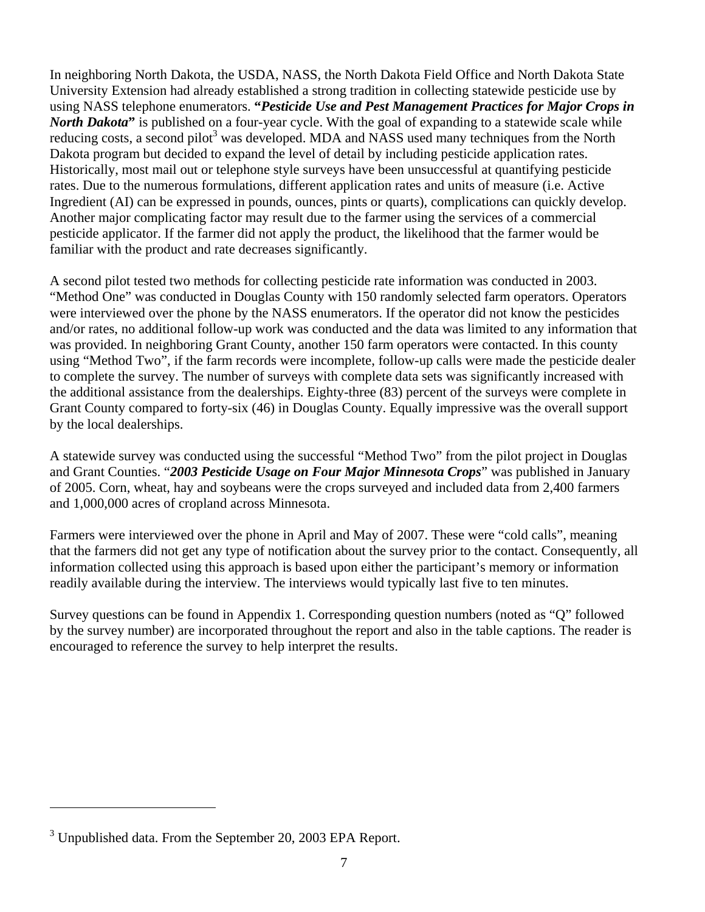In neighboring North Dakota, the USDA, NASS, the North Dakota Field Office and North Dakota State University Extension had already established a strong tradition in collecting statewide pesticide use by using NASS telephone enumerators. **"*Pesticide Use and Pest Management Practices for Major Crops in North Dakota*"** is published on a four-year cycle. With the goal of expanding to a statewide scale while reducing costs, a second pilot[3] was developed. MDA and NASS used many techniques from the North Dakota program but decided to expand the level of detail by including pesticide application rates. Historically, most mail out or telephone style surveys have been unsuccessful at quantifying pesticide rates. Due to the numerous formulations, different application rates and units of measure (i.e. Active Ingredient (AI) can be expressed in pounds, ounces, pints or quarts), complications can quickly develop. Another major complicating factor may result due to the farmer using the services of a commercial pesticide applicator. If the farmer did not apply the product, the likelihood that the farmer would be familiar with the product and rate decreases significantly.

A second pilot tested two methods for collecting pesticide rate information was conducted in 2003. "Method One" was conducted in Douglas County with 150 randomly selected farm operators. Operators were interviewed over the phone by the NASS enumerators. If the operator did not know the pesticides and/or rates, no additional follow-up work was conducted and the data was limited to any information that was provided. In neighboring Grant County, another 150 farm operators were contacted. In this county using "Method Two", if the farm records were incomplete, follow-up calls were made the pesticide dealer to complete the survey. The number of surveys with complete data sets was significantly increased with the additional assistance from the dealerships. Eighty-three (83) percent of the surveys were complete in Grant County compared to forty-six (46) in Douglas County. Equally impressive was the overall support by the local dealerships.

A statewide survey was conducted using the successful "Method Two" from the pilot project in Douglas and Grant Counties. "***2003 Pesticide Usage on Four Major Minnesota Crops***" was published in January of 2005. Corn, wheat, hay and soybeans were the crops surveyed and included data from 2,400 farmers and 1,000,000 acres of cropland across Minnesota.

Farmers were interviewed over the phone in April and May of 2007. These were "cold calls", meaning that the farmers did not get any type of notification about the survey prior to the contact. Consequently, all information collected using this approach is based upon either the participant's memory or information readily available during the interview. The interviews would typically last five to ten minutes.

Survey questions can be found in Appendix 1. Corresponding question numbers (noted as "Q" followed by the survey number) are incorporated throughout the report and also in the table captions. The reader is encouraged to reference the survey to help interpret the results.

---

[3] Unpublished data. From the September 20, 2003 EPA Report.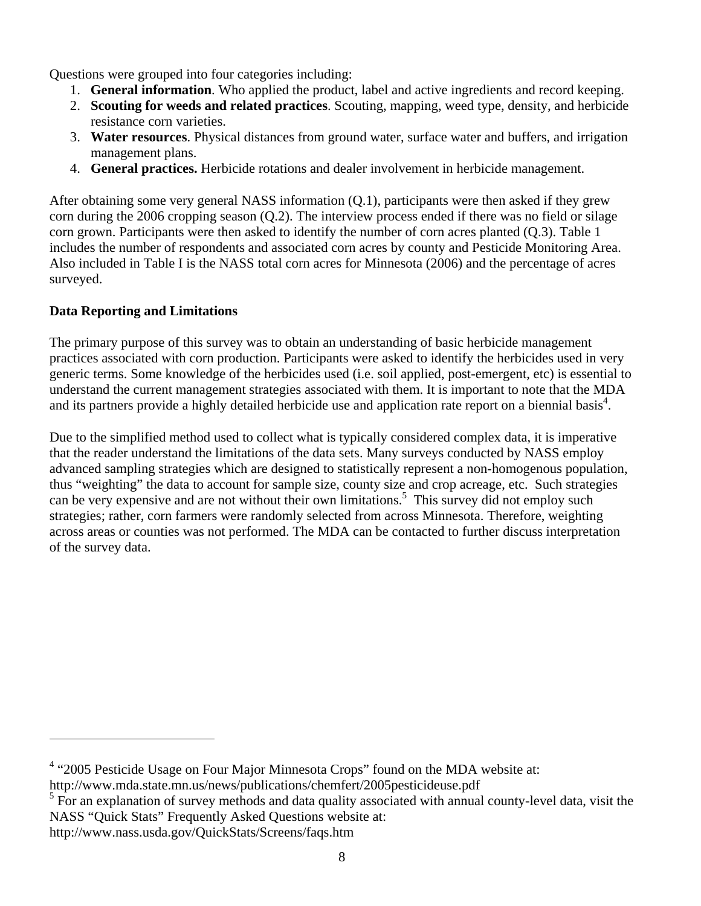Questions were grouped into four categories including:

1. **General information**. Who applied the product, label and active ingredients and record keeping.
2. **Scouting for weeds and related practices**. Scouting, mapping, weed type, density, and herbicide resistance corn varieties.
3. **Water resources**. Physical distances from ground water, surface water and buffers, and irrigation management plans.
4. **General practices.** Herbicide rotations and dealer involvement in herbicide management.

After obtaining some very general NASS information (Q.1), participants were then asked if they grew corn during the 2006 cropping season (Q.2). The interview process ended if there was no field or silage corn grown. Participants were then asked to identify the number of corn acres planted (Q.3). Table 1 includes the number of respondents and associated corn acres by county and Pesticide Monitoring Area. Also included in Table I is the NASS total corn acres for Minnesota (2006) and the percentage of acres surveyed.

**Data Reporting and Limitations**

The primary purpose of this survey was to obtain an understanding of basic herbicide management practices associated with corn production. Participants were asked to identify the herbicides used in very generic terms. Some knowledge of the herbicides used (i.e. soil applied, post-emergent, etc) is essential to understand the current management strategies associated with them. It is important to note that the MDA and its partners provide a highly detailed herbicide use and application rate report on a biennial basis[4].

Due to the simplified method used to collect what is typically considered complex data, it is imperative that the reader understand the limitations of the data sets. Many surveys conducted by NASS employ advanced sampling strategies which are designed to statistically represent a non-homogenous population, thus "weighting" the data to account for sample size, county size and crop acreage, etc. Such strategies can be very expensive and are not without their own limitations.[5] This survey did not employ such strategies; rather, corn farmers were randomly selected from across Minnesota. Therefore, weighting across areas or counties was not performed. The MDA can be contacted to further discuss interpretation of the survey data.

---

[4] "2005 Pesticide Usage on Four Major Minnesota Crops" found on the MDA website at: http://www.mda.state.mn.us/news/publications/chemfert/2005pesticideuse.pdf

[5] For an explanation of survey methods and data quality associated with annual county-level data, visit the NASS "Quick Stats" Frequently Asked Questions website at: http://www.nass.usda.gov/QuickStats/Screens/faqs.htm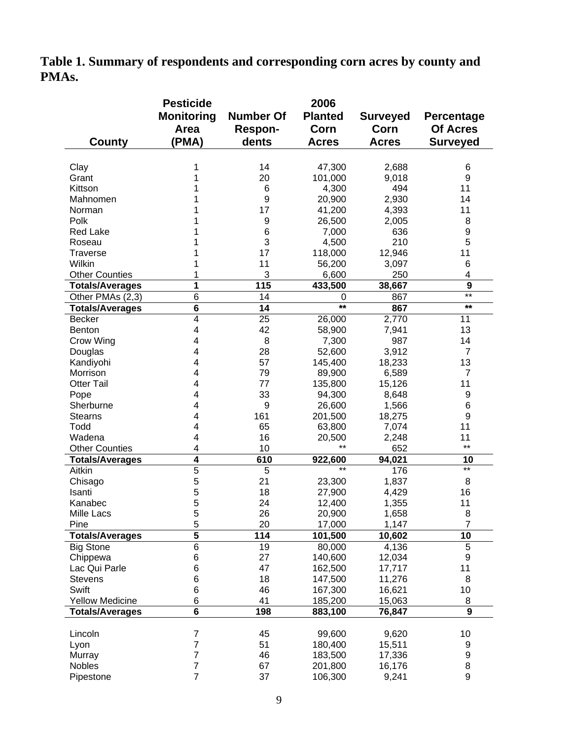**Table 1. Summary of respondents and corresponding corn acres by county and PMAs.**

| County | Pesticide Monitoring Area (PMA) | Number Of Respon-dents | 2006 Planted Corn Acres | Surveyed Corn Acres | Percentage Of Acres Surveyed |
|---|---|---|---|---|---|
| Clay | 1 | 14 | 47,300 | 2,688 | 6 |
| Grant | 1 | 20 | 101,000 | 9,018 | 9 |
| Kittson | 1 | 6 | 4,300 | 494 | 11 |
| Mahnomen | 1 | 9 | 20,900 | 2,930 | 14 |
| Norman | 1 | 17 | 41,200 | 4,393 | 11 |
| Polk | 1 | 9 | 26,500 | 2,005 | 8 |
| Red Lake | 1 | 6 | 7,000 | 636 | 9 |
| Roseau | 1 | 3 | 4,500 | 210 | 5 |
| Traverse | 1 | 17 | 118,000 | 12,946 | 11 |
| Wilkin | 1 | 11 | 56,200 | 3,097 | 6 |
| Other Counties | 1 | 3 | 6,600 | 250 | 4 |
| **Totals/Averages** | **1** | **115** | **433,500** | **38,667** | **9** |
| Other PMAs (2,3) | 6 | 14 | 0 | 867 | ** |
| **Totals/Averages** | **6** | **14** | ** | **867** | ** |
| Becker | 4 | 25 | 26,000 | 2,770 | 11 |
| Benton | 4 | 42 | 58,900 | 7,941 | 13 |
| Crow Wing | 4 | 8 | 7,300 | 987 | 14 |
| Douglas | 4 | 28 | 52,600 | 3,912 | 7 |
| Kandiyohi | 4 | 57 | 145,400 | 18,233 | 13 |
| Morrison | 4 | 79 | 89,900 | 6,589 | 7 |
| Otter Tail | 4 | 77 | 135,800 | 15,126 | 11 |
| Pope | 4 | 33 | 94,300 | 8,648 | 9 |
| Sherburne | 4 | 9 | 26,600 | 1,566 | 6 |
| Stearns | 4 | 161 | 201,500 | 18,275 | 9 |
| Todd | 4 | 65 | 63,800 | 7,074 | 11 |
| Wadena | 4 | 16 | 20,500 | 2,248 | 11 |
| Other Counties | 4 | 10 | ** | 652 | ** |
| **Totals/Averages** | **4** | **610** | **922,600** | **94,021** | **10** |
| Aitkin | 5 | 5 | ** | 176 | ** |
| Chisago | 5 | 21 | 23,300 | 1,837 | 8 |
| Isanti | 5 | 18 | 27,900 | 4,429 | 16 |
| Kanabec | 5 | 24 | 12,400 | 1,355 | 11 |
| Mille Lacs | 5 | 26 | 20,900 | 1,658 | 8 |
| Pine | 5 | 20 | 17,000 | 1,147 | 7 |
| **Totals/Averages** | **5** | **114** | **101,500** | **10,602** | **10** |
| Big Stone | 6 | 19 | 80,000 | 4,136 | 5 |
| Chippewa | 6 | 27 | 140,600 | 12,034 | 9 |
| Lac Qui Parle | 6 | 47 | 162,500 | 17,717 | 11 |
| Stevens | 6 | 18 | 147,500 | 11,276 | 8 |
| Swift | 6 | 46 | 167,300 | 16,621 | 10 |
| Yellow Medicine | 6 | 41 | 185,200 | 15,063 | 8 |
| **Totals/Averages** | **6** | **198** | **883,100** | **76,847** | **9** |
| Lincoln | 7 | 45 | 99,600 | 9,620 | 10 |
| Lyon | 7 | 51 | 180,400 | 15,511 | 9 |
| Murray | 7 | 46 | 183,500 | 17,336 | 9 |
| Nobles | 7 | 67 | 201,800 | 16,176 | 8 |
| Pipestone | 7 | 37 | 106,300 | 9,241 | 9 |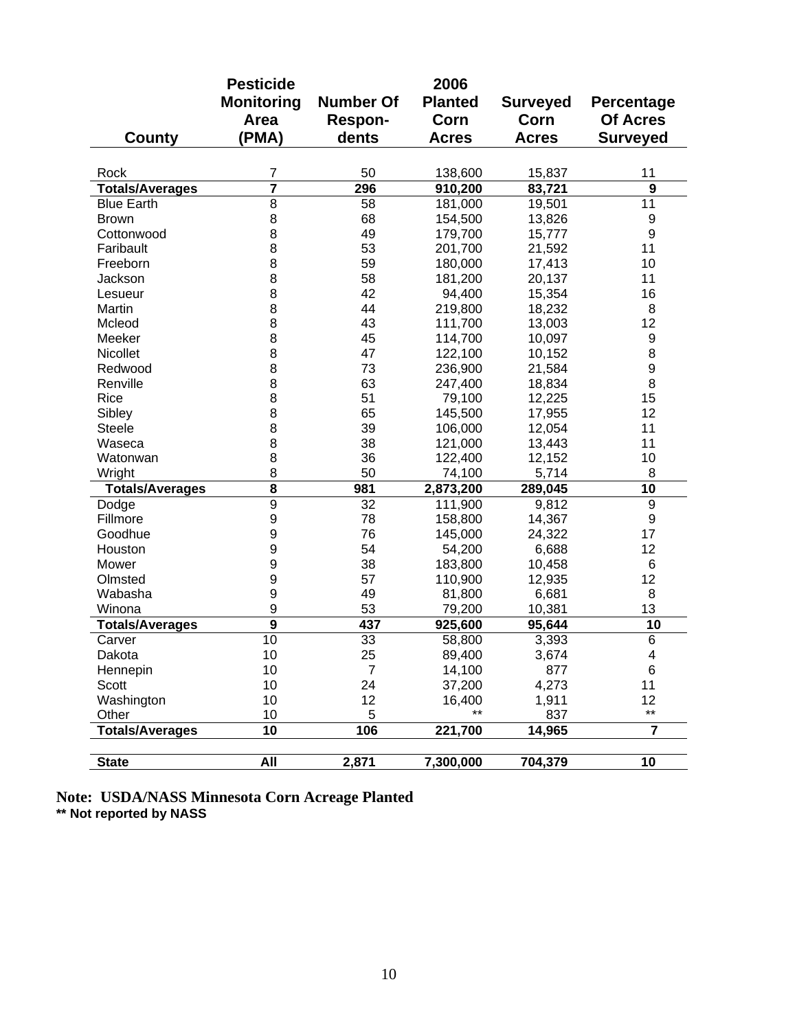| County | Pesticide Monitoring Area (PMA) | Number Of Respon-dents | 2006 Planted Corn Acres | Surveyed Corn Acres | Percentage Of Acres Surveyed |
|---|---|---|---|---|---|
| Rock | 7 | 50 | 138,600 | 15,837 | 11 |
| **Totals/Averages** | **7** | **296** | **910,200** | **83,721** | **9** |
| Blue Earth | 8 | 58 | 181,000 | 19,501 | 11 |
| Brown | 8 | 68 | 154,500 | 13,826 | 9 |
| Cottonwood | 8 | 49 | 179,700 | 15,777 | 9 |
| Faribault | 8 | 53 | 201,700 | 21,592 | 11 |
| Freeborn | 8 | 59 | 180,000 | 17,413 | 10 |
| Jackson | 8 | 58 | 181,200 | 20,137 | 11 |
| Lesueur | 8 | 42 | 94,400 | 15,354 | 16 |
| Martin | 8 | 44 | 219,800 | 18,232 | 8 |
| Mcleod | 8 | 43 | 111,700 | 13,003 | 12 |
| Meeker | 8 | 45 | 114,700 | 10,097 | 9 |
| Nicollet | 8 | 47 | 122,100 | 10,152 | 8 |
| Redwood | 8 | 73 | 236,900 | 21,584 | 9 |
| Renville | 8 | 63 | 247,400 | 18,834 | 8 |
| Rice | 8 | 51 | 79,100 | 12,225 | 15 |
| Sibley | 8 | 65 | 145,500 | 17,955 | 12 |
| Steele | 8 | 39 | 106,000 | 12,054 | 11 |
| Waseca | 8 | 38 | 121,000 | 13,443 | 11 |
| Watonwan | 8 | 36 | 122,400 | 12,152 | 10 |
| Wright | 8 | 50 | 74,100 | 5,714 | 8 |
| **Totals/Averages** | **8** | **981** | **2,873,200** | **289,045** | **10** |
| Dodge | 9 | 32 | 111,900 | 9,812 | 9 |
| Fillmore | 9 | 78 | 158,800 | 14,367 | 9 |
| Goodhue | 9 | 76 | 145,000 | 24,322 | 17 |
| Houston | 9 | 54 | 54,200 | 6,688 | 12 |
| Mower | 9 | 38 | 183,800 | 10,458 | 6 |
| Olmsted | 9 | 57 | 110,900 | 12,935 | 12 |
| Wabasha | 9 | 49 | 81,800 | 6,681 | 8 |
| Winona | 9 | 53 | 79,200 | 10,381 | 13 |
| **Totals/Averages** | **9** | **437** | **925,600** | **95,644** | **10** |
| Carver | 10 | 33 | 58,800 | 3,393 | 6 |
| Dakota | 10 | 25 | 89,400 | 3,674 | 4 |
| Hennepin | 10 | 7 | 14,100 | 877 | 6 |
| Scott | 10 | 24 | 37,200 | 4,273 | 11 |
| Washington | 10 | 12 | 16,400 | 1,911 | 12 |
| Other | 10 | 5 | ** | 837 | ** |
| **Totals/Averages** | **10** | **106** | **221,700** | **14,965** | **7** |
| **State** | **All** | **2,871** | **7,300,000** | **704,379** | **10** |

**Note: USDA/NASS Minnesota Corn Acreage Planted**

**** Not reported by NASS**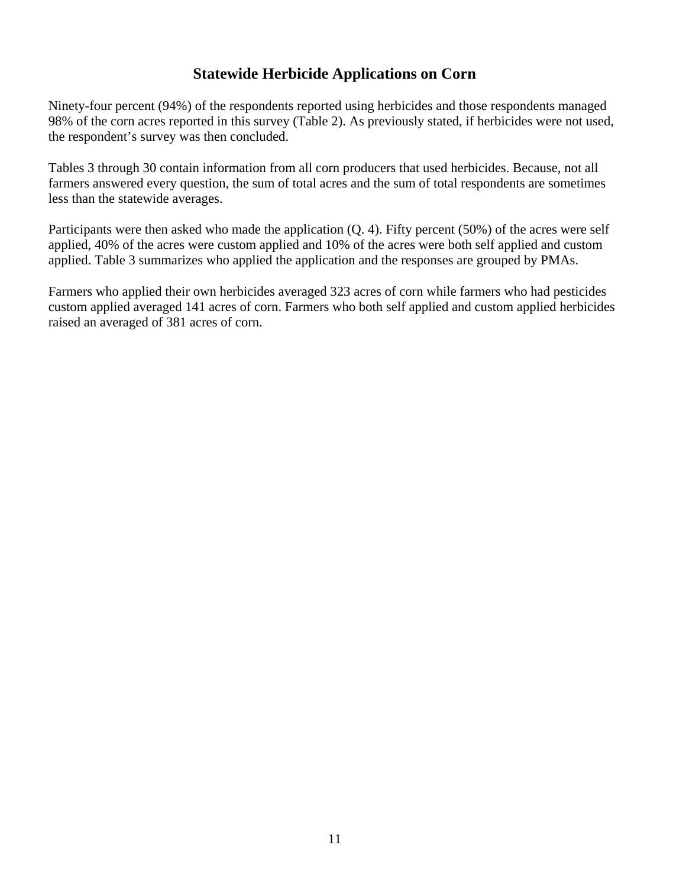## Statewide Herbicide Applications on Corn

Ninety-four percent (94%) of the respondents reported using herbicides and those respondents managed 98% of the corn acres reported in this survey (Table 2). As previously stated, if herbicides were not used, the respondent's survey was then concluded.

Tables 3 through 30 contain information from all corn producers that used herbicides. Because, not all farmers answered every question, the sum of total acres and the sum of total respondents are sometimes less than the statewide averages.

Participants were then asked who made the application (Q. 4). Fifty percent (50%) of the acres were self applied, 40% of the acres were custom applied and 10% of the acres were both self applied and custom applied. Table 3 summarizes who applied the application and the responses are grouped by PMAs.

Farmers who applied their own herbicides averaged 323 acres of corn while farmers who had pesticides custom applied averaged 141 acres of corn. Farmers who both self applied and custom applied herbicides raised an averaged of 381 acres of corn.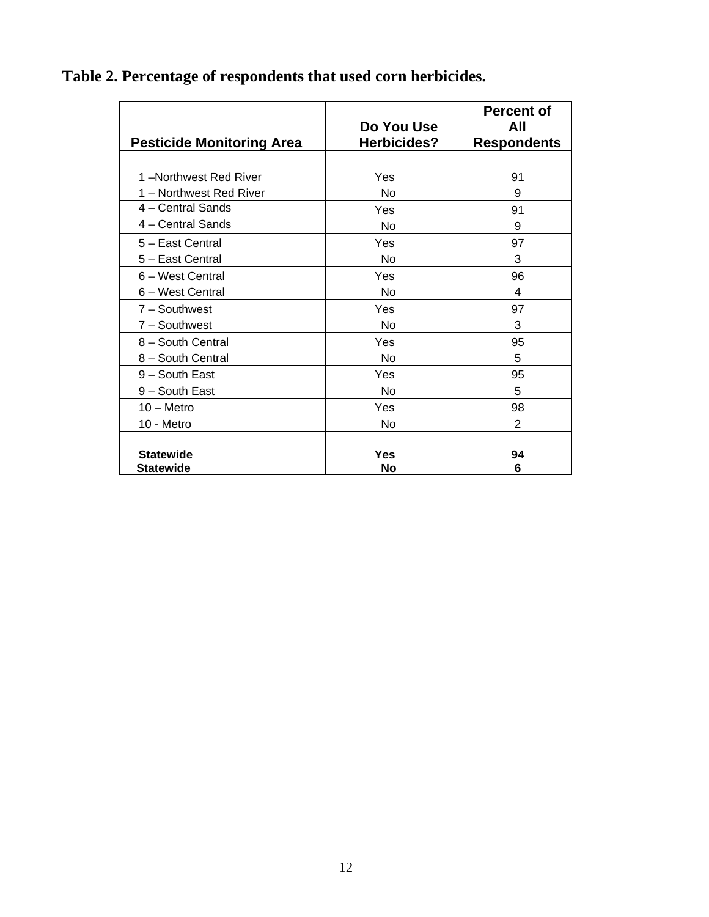**Table 2. Percentage of respondents that used corn herbicides.**

| Pesticide Monitoring Area | Do You Use Herbicides? | Percent of All Respondents |
|---|---|---|
| 1 –Northwest Red River | Yes | 91 |
| 1 – Northwest Red River | No | 9 |
| 4 – Central Sands | Yes | 91 |
| 4 – Central Sands | No | 9 |
| 5 – East Central | Yes | 97 |
| 5 – East Central | No | 3 |
| 6 – West Central | Yes | 96 |
| 6 – West Central | No | 4 |
| 7 – Southwest | Yes | 97 |
| 7 – Southwest | No | 3 |
| 8 – South Central | Yes | 95 |
| 8 – South Central | No | 5 |
| 9 – South East | Yes | 95 |
| 9 – South East | No | 5 |
| 10 – Metro | Yes | 98 |
| 10 - Metro | No | 2 |
| | | |
| **Statewide** | **Yes** | **94** |
| **Statewide** | **No** | **6** |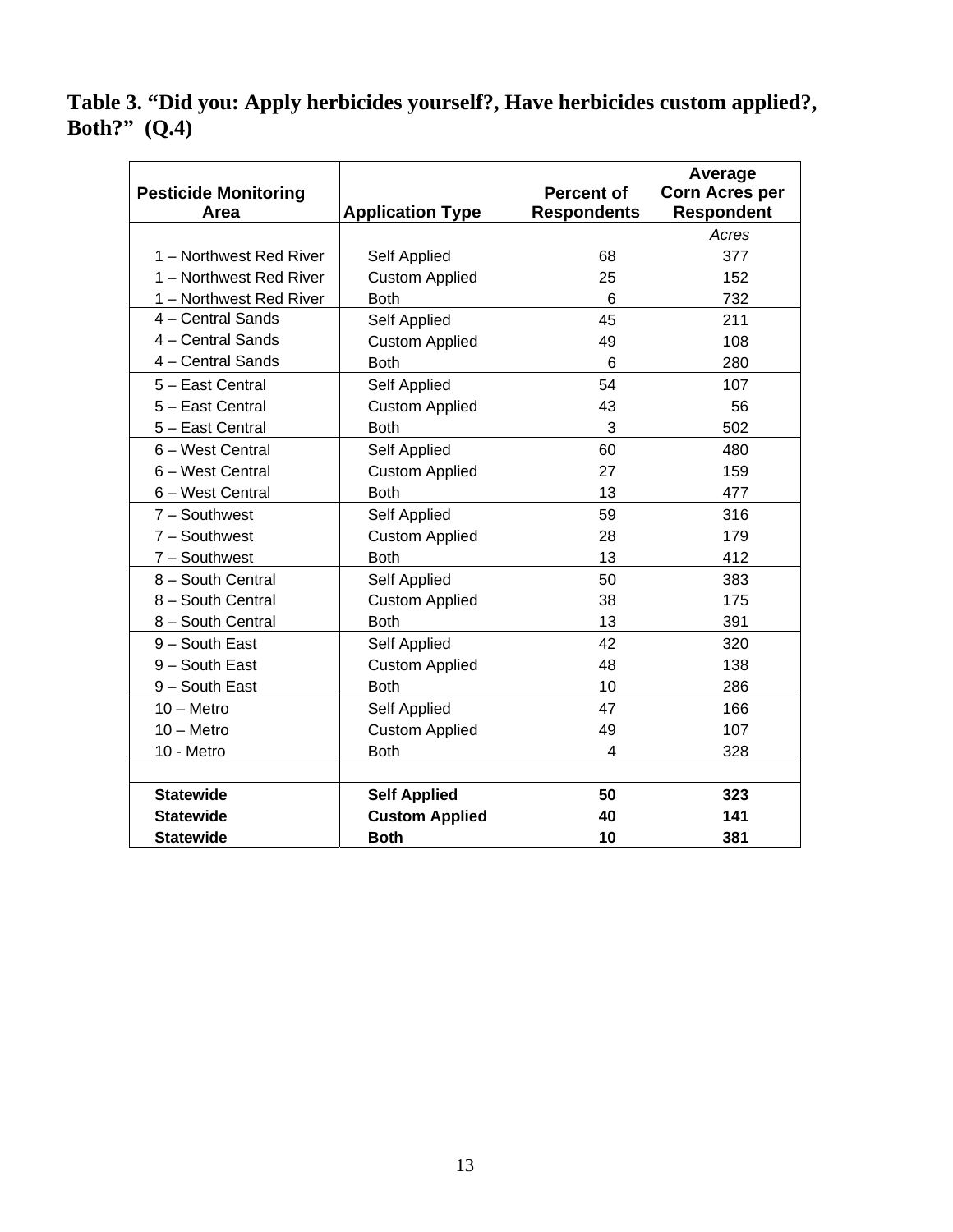**Table 3. "Did you: Apply herbicides yourself?, Have herbicides custom applied?, Both?" (Q.4)**

| Pesticide Monitoring Area | Application Type | Percent of Respondents | Average Corn Acres per Respondent |
|---|---|---|---|
| | | | *Acres* |
| 1 – Northwest Red River | Self Applied | 68 | 377 |
| 1 – Northwest Red River | Custom Applied | 25 | 152 |
| 1 – Northwest Red River | Both | 6 | 732 |
| 4 – Central Sands | Self Applied | 45 | 211 |
| 4 – Central Sands | Custom Applied | 49 | 108 |
| 4 – Central Sands | Both | 6 | 280 |
| 5 – East Central | Self Applied | 54 | 107 |
| 5 – East Central | Custom Applied | 43 | 56 |
| 5 – East Central | Both | 3 | 502 |
| 6 – West Central | Self Applied | 60 | 480 |
| 6 – West Central | Custom Applied | 27 | 159 |
| 6 – West Central | Both | 13 | 477 |
| 7 – Southwest | Self Applied | 59 | 316 |
| 7 – Southwest | Custom Applied | 28 | 179 |
| 7 – Southwest | Both | 13 | 412 |
| 8 – South Central | Self Applied | 50 | 383 |
| 8 – South Central | Custom Applied | 38 | 175 |
| 8 – South Central | Both | 13 | 391 |
| 9 – South East | Self Applied | 42 | 320 |
| 9 – South East | Custom Applied | 48 | 138 |
| 9 – South East | Both | 10 | 286 |
| 10 – Metro | Self Applied | 47 | 166 |
| 10 – Metro | Custom Applied | 49 | 107 |
| 10 - Metro | Both | 4 | 328 |
| | | | |
| **Statewide** | **Self Applied** | **50** | **323** |
| **Statewide** | **Custom Applied** | **40** | **141** |
| **Statewide** | **Both** | **10** | **381** |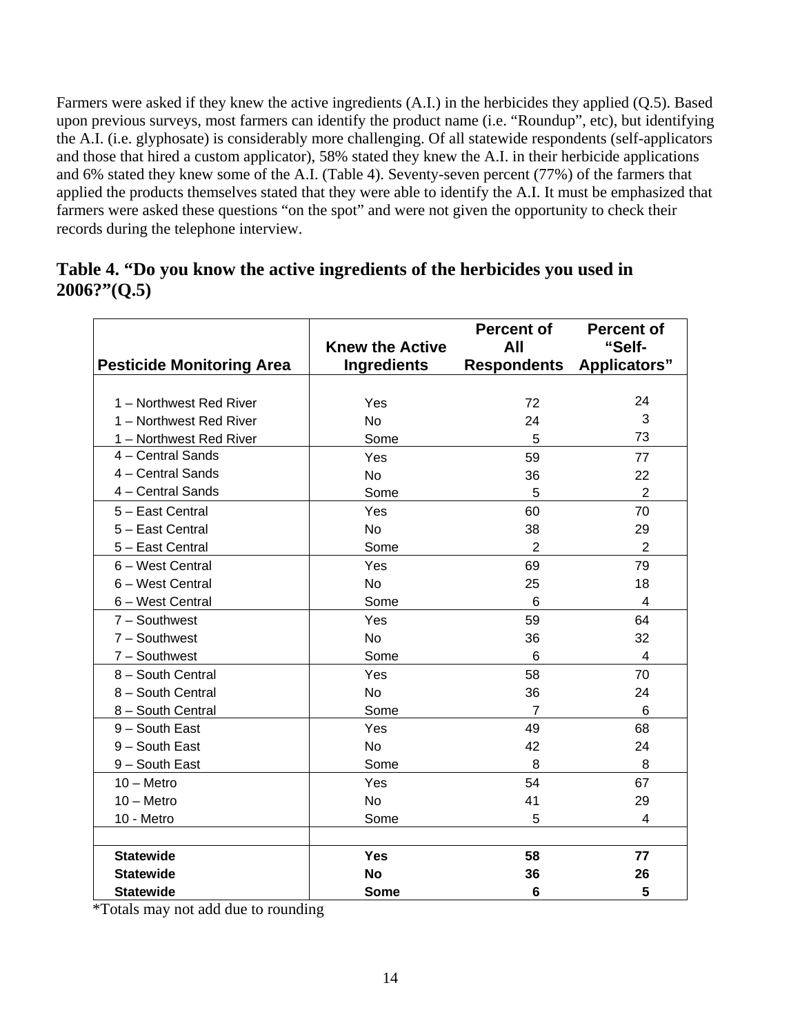Farmers were asked if they knew the active ingredients (A.I.) in the herbicides they applied (Q.5). Based upon previous surveys, most farmers can identify the product name (i.e. "Roundup", etc), but identifying the A.I. (i.e. glyphosate) is considerably more challenging. Of all statewide respondents (self-applicators and those that hired a custom applicator), 58% stated they knew the A.I. in their herbicide applications and 6% stated they knew some of the A.I. (Table 4). Seventy-seven percent (77%) of the farmers that applied the products themselves stated that they were able to identify the A.I. It must be emphasized that farmers were asked these questions "on the spot" and were not given the opportunity to check their records during the telephone interview.

## Table 4. "Do you know the active ingredients of the herbicides you used in 2006?"(Q.5)

| Pesticide Monitoring Area | Knew the Active Ingredients | Percent of All Respondents | Percent of "Self-Applicators" |
|---|---|---|---|
| 1 – Northwest Red River | Yes | 72 | 24 |
| 1 – Northwest Red River | No | 24 | 3 |
| 1 – Northwest Red River | Some | 5 | 73 |
| 4 – Central Sands | Yes | 59 | 77 |
| 4 – Central Sands | No | 36 | 22 |
| 4 – Central Sands | Some | 5 | 2 |
| 5 – East Central | Yes | 60 | 70 |
| 5 – East Central | No | 38 | 29 |
| 5 – East Central | Some | 2 | 2 |
| 6 – West Central | Yes | 69 | 79 |
| 6 – West Central | No | 25 | 18 |
| 6 – West Central | Some | 6 | 4 |
| 7 – Southwest | Yes | 59 | 64 |
| 7 – Southwest | No | 36 | 32 |
| 7 – Southwest | Some | 6 | 4 |
| 8 – South Central | Yes | 58 | 70 |
| 8 – South Central | No | 36 | 24 |
| 8 – South Central | Some | 7 | 6 |
| 9 – South East | Yes | 49 | 68 |
| 9 – South East | No | 42 | 24 |
| 9 – South East | Some | 8 | 8 |
| 10 – Metro | Yes | 54 | 67 |
| 10 – Metro | No | 41 | 29 |
| 10 - Metro | Some | 5 | 4 |
| | | | |
| **Statewide** | **Yes** | **58** | **77** |
| **Statewide** | **No** | **36** | **26** |
| **Statewide** | **Some** | **6** | **5** |

*Totals may not add due to rounding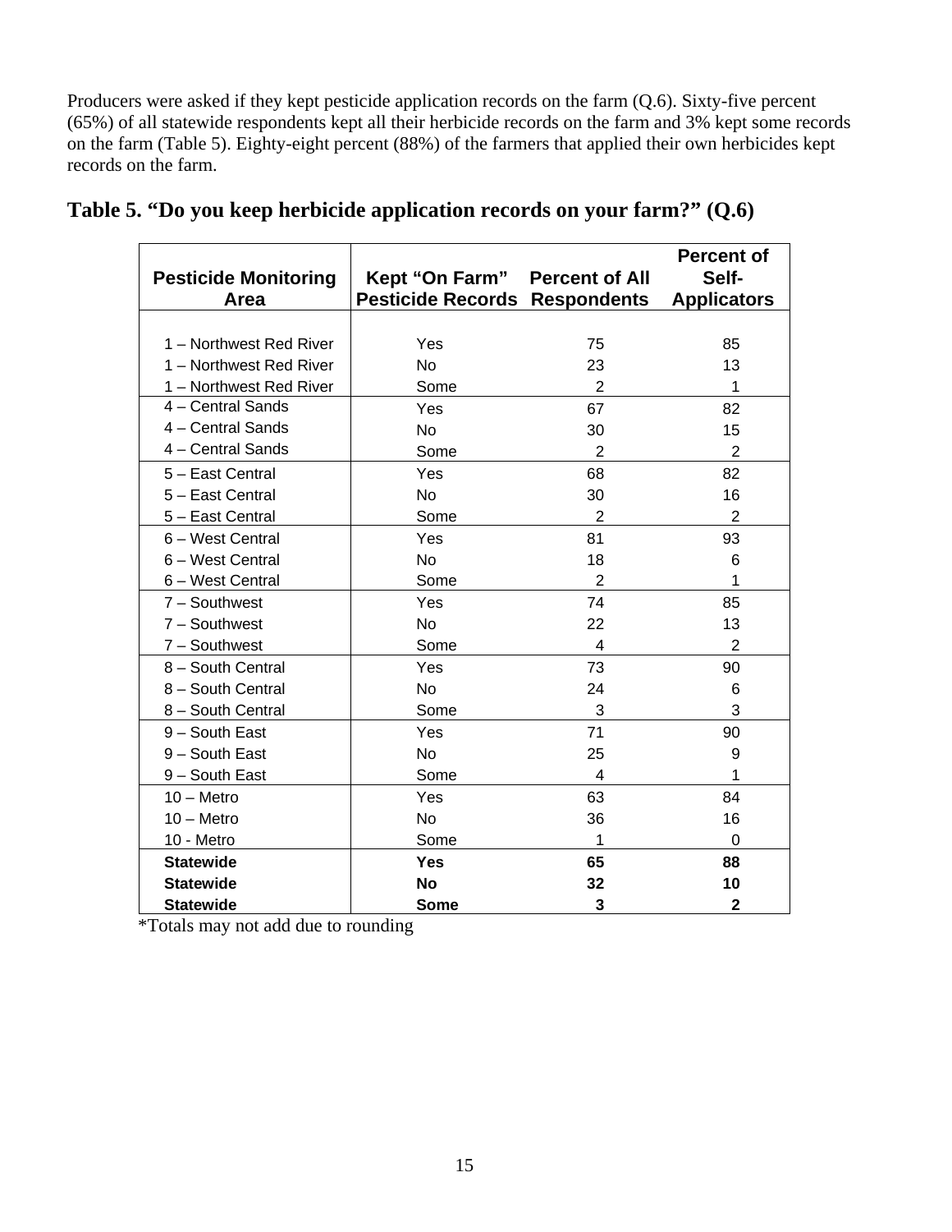Producers were asked if they kept pesticide application records on the farm (Q.6). Sixty-five percent (65%) of all statewide respondents kept all their herbicide records on the farm and 3% kept some records on the farm (Table 5). Eighty-eight percent (88%) of the farmers that applied their own herbicides kept records on the farm.

## Table 5. "Do you keep herbicide application records on your farm?" (Q.6)

| Pesticide Monitoring Area | Kept "On Farm" Pesticide Records | Percent of All Respondents | Percent of Self-Applicators |
|---|---|---|---|
| 1 – Northwest Red River | Yes | 75 | 85 |
| 1 – Northwest Red River | No | 23 | 13 |
| 1 – Northwest Red River | Some | 2 | 1 |
| 4 – Central Sands | Yes | 67 | 82 |
| 4 – Central Sands | No | 30 | 15 |
| 4 – Central Sands | Some | 2 | 2 |
| 5 – East Central | Yes | 68 | 82 |
| 5 – East Central | No | 30 | 16 |
| 5 – East Central | Some | 2 | 2 |
| 6 – West Central | Yes | 81 | 93 |
| 6 – West Central | No | 18 | 6 |
| 6 – West Central | Some | 2 | 1 |
| 7 – Southwest | Yes | 74 | 85 |
| 7 – Southwest | No | 22 | 13 |
| 7 – Southwest | Some | 4 | 2 |
| 8 – South Central | Yes | 73 | 90 |
| 8 – South Central | No | 24 | 6 |
| 8 – South Central | Some | 3 | 3 |
| 9 – South East | Yes | 71 | 90 |
| 9 – South East | No | 25 | 9 |
| 9 – South East | Some | 4 | 1 |
| 10 – Metro | Yes | 63 | 84 |
| 10 – Metro | No | 36 | 16 |
| 10 - Metro | Some | 1 | 0 |
| **Statewide** | **Yes** | **65** | **88** |
| **Statewide** | **No** | **32** | **10** |
| **Statewide** | **Some** | **3** | **2** |

*Totals may not add due to rounding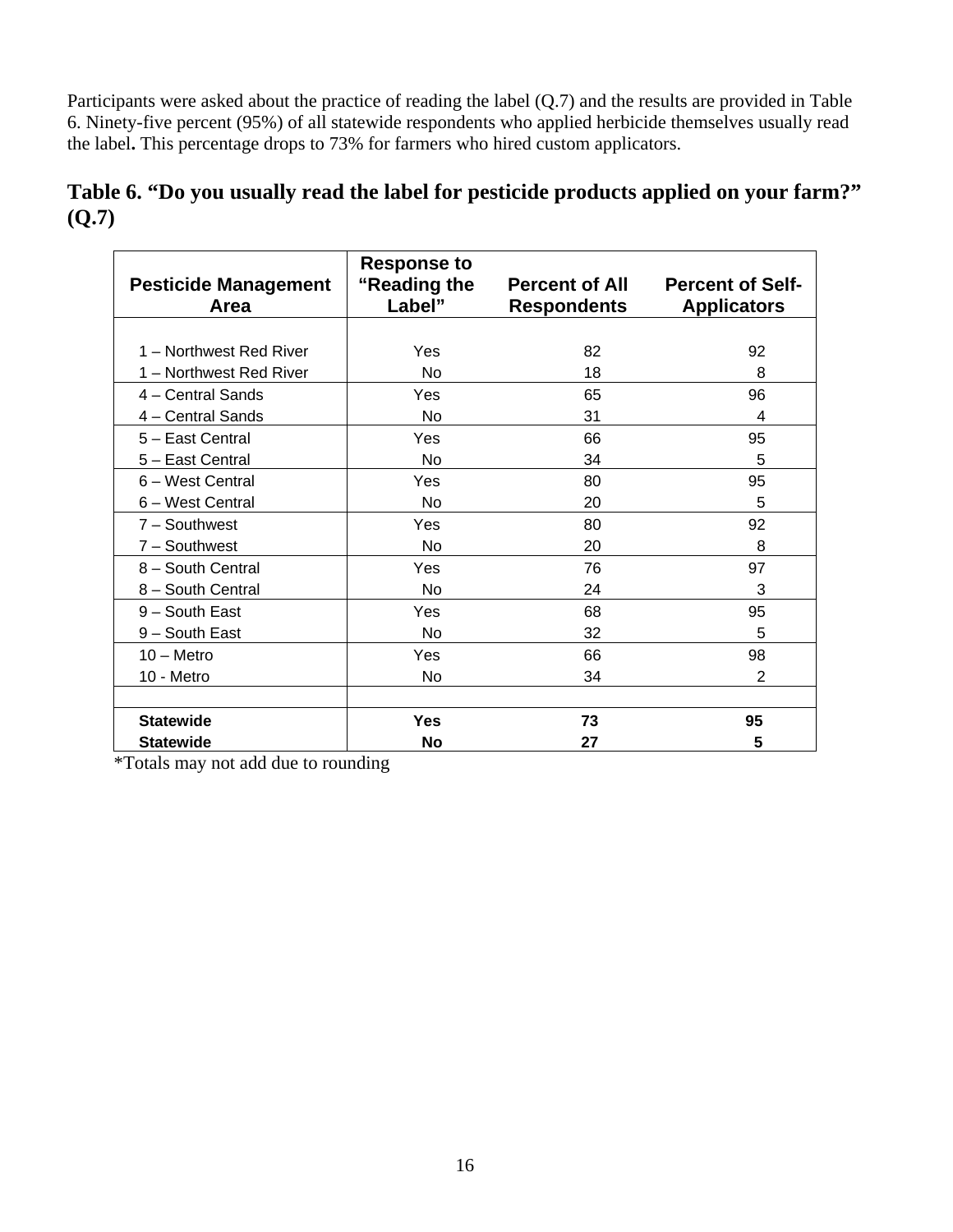Participants were asked about the practice of reading the label (Q.7) and the results are provided in Table 6. Ninety-five percent (95%) of all statewide respondents who applied herbicide themselves usually read the label**.** This percentage drops to 73% for farmers who hired custom applicators.

## Table 6. "Do you usually read the label for pesticide products applied on your farm?" (Q.7)

| Pesticide Management Area | Response to "Reading the Label" | Percent of All Respondents | Percent of Self-Applicators |
|---|---|---|---|
| 1 – Northwest Red River | Yes | 82 | 92 |
| 1 – Northwest Red River | No | 18 | 8 |
| 4 – Central Sands | Yes | 65 | 96 |
| 4 – Central Sands | No | 31 | 4 |
| 5 – East Central | Yes | 66 | 95 |
| 5 – East Central | No | 34 | 5 |
| 6 – West Central | Yes | 80 | 95 |
| 6 – West Central | No | 20 | 5 |
| 7 – Southwest | Yes | 80 | 92 |
| 7 – Southwest | No | 20 | 8 |
| 8 – South Central | Yes | 76 | 97 |
| 8 – South Central | No | 24 | 3 |
| 9 – South East | Yes | 68 | 95 |
| 9 – South East | No | 32 | 5 |
| 10 – Metro | Yes | 66 | 98 |
| 10 - Metro | No | 34 | 2 |
| | | | |
| **Statewide** | **Yes** | **73** | **95** |
| **Statewide** | **No** | **27** | **5** |

*Totals may not add due to rounding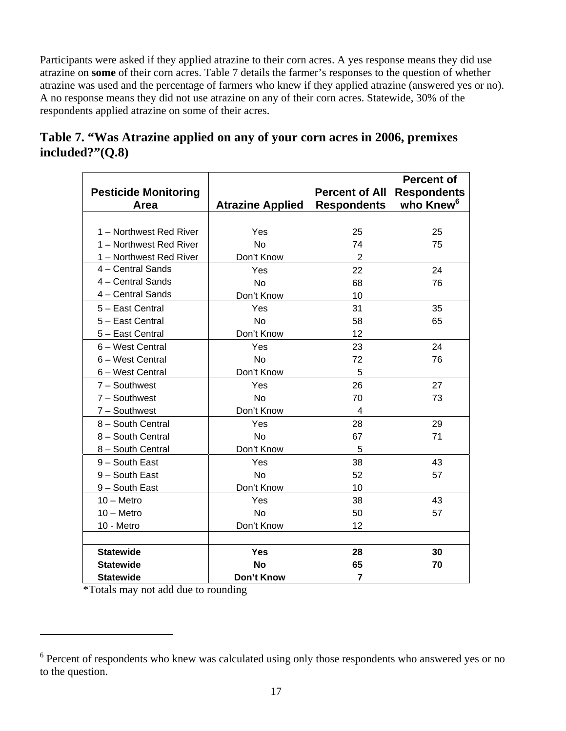Participants were asked if they applied atrazine to their corn acres. A yes response means they did use atrazine on **some** of their corn acres. Table 7 details the farmer's responses to the question of whether atrazine was used and the percentage of farmers who knew if they applied atrazine (answered yes or no). A no response means they did not use atrazine on any of their corn acres. Statewide, 30% of the respondents applied atrazine on some of their acres.

## Table 7. "Was Atrazine applied on any of your corn acres in 2006, premixes included?"(Q.8)

| Pesticide Monitoring Area | Atrazine Applied | Percent of All Respondents | Percent of Respondents who Knew[6] |
|---|---|---|---|
| 1 – Northwest Red River | Yes | 25 | 25 |
| 1 – Northwest Red River | No | 74 | 75 |
| 1 – Northwest Red River | Don't Know | 2 | |
| 4 – Central Sands | Yes | 22 | 24 |
| 4 – Central Sands | No | 68 | 76 |
| 4 – Central Sands | Don't Know | 10 | |
| 5 – East Central | Yes | 31 | 35 |
| 5 – East Central | No | 58 | 65 |
| 5 – East Central | Don't Know | 12 | |
| 6 – West Central | Yes | 23 | 24 |
| 6 – West Central | No | 72 | 76 |
| 6 – West Central | Don't Know | 5 | |
| 7 – Southwest | Yes | 26 | 27 |
| 7 – Southwest | No | 70 | 73 |
| 7 – Southwest | Don't Know | 4 | |
| 8 – South Central | Yes | 28 | 29 |
| 8 – South Central | No | 67 | 71 |
| 8 – South Central | Don't Know | 5 | |
| 9 – South East | Yes | 38 | 43 |
| 9 – South East | No | 52 | 57 |
| 9 – South East | Don't Know | 10 | |
| 10 – Metro | Yes | 38 | 43 |
| 10 – Metro | No | 50 | 57 |
| 10 - Metro | Don't Know | 12 | |
| | | | |
| **Statewide** | **Yes** | **28** | **30** |
| **Statewide** | **No** | **65** | **70** |
| **Statewide** | **Don't Know** | **7** | |

*Totals may not add due to rounding

[6] Percent of respondents who knew was calculated using only those respondents who answered yes or no to the question.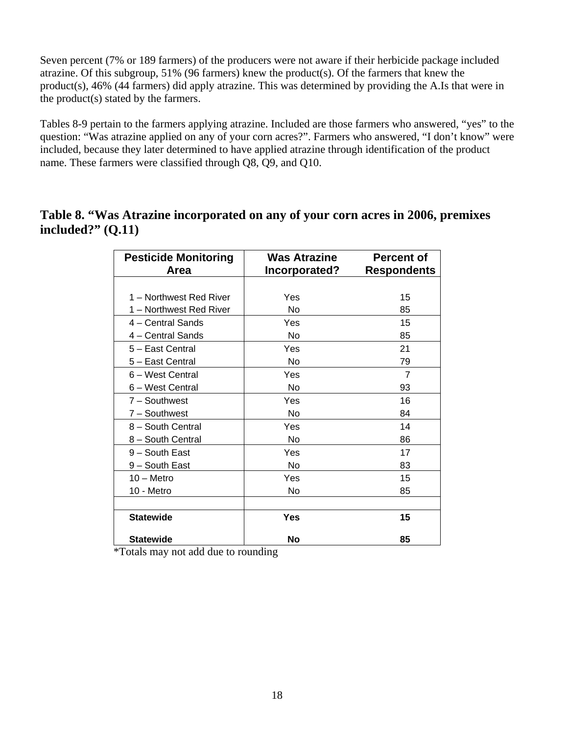Seven percent (7% or 189 farmers) of the producers were not aware if their herbicide package included atrazine. Of this subgroup, 51% (96 farmers) knew the product(s). Of the farmers that knew the product(s), 46% (44 farmers) did apply atrazine. This was determined by providing the A.Is that were in the product(s) stated by the farmers.

Tables 8-9 pertain to the farmers applying atrazine. Included are those farmers who answered, "yes" to the question: "Was atrazine applied on any of your corn acres?". Farmers who answered, "I don't know" were included, because they later determined to have applied atrazine through identification of the product name. These farmers were classified through Q8, Q9, and Q10.

## Table 8. "Was Atrazine incorporated on any of your corn acres in 2006, premixes included?" (Q.11)

| Pesticide Monitoring Area | Was Atrazine Incorporated? | Percent of Respondents |
|---|---|---|
| 1 – Northwest Red River | Yes | 15 |
| 1 – Northwest Red River | No | 85 |
| 4 – Central Sands | Yes | 15 |
| 4 – Central Sands | No | 85 |
| 5 – East Central | Yes | 21 |
| 5 – East Central | No | 79 |
| 6 – West Central | Yes | 7 |
| 6 – West Central | No | 93 |
| 7 – Southwest | Yes | 16 |
| 7 – Southwest | No | 84 |
| 8 – South Central | Yes | 14 |
| 8 – South Central | No | 86 |
| 9 – South East | Yes | 17 |
| 9 – South East | No | 83 |
| 10 – Metro | Yes | 15 |
| 10 - Metro | No | 85 |
| | | |
| **Statewide** | **Yes** | **15** |
| **Statewide** | **No** | **85** |

*Totals may not add due to rounding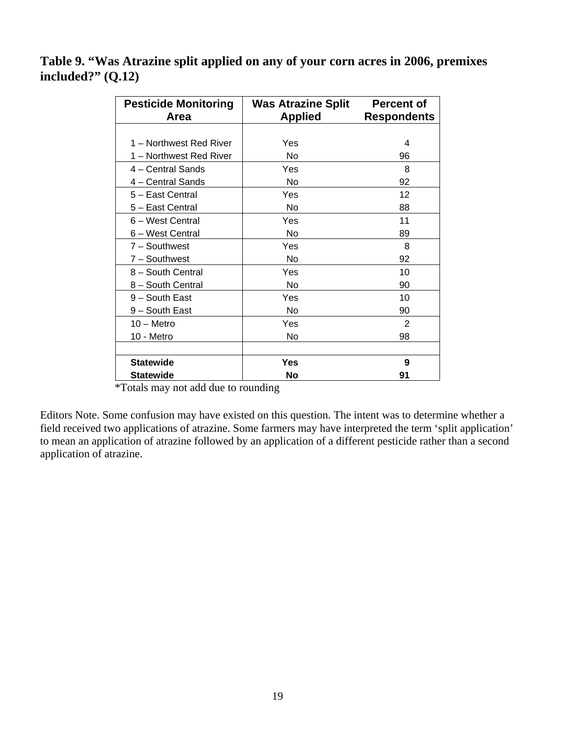**Table 9. "Was Atrazine split applied on any of your corn acres in 2006, premixes included?" (Q.12)**

| Pesticide Monitoring Area | Was Atrazine Split Applied | Percent of Respondents |
|---|---|---|
| 1 – Northwest Red River | Yes | 4 |
| 1 – Northwest Red River | No | 96 |
| 4 – Central Sands | Yes | 8 |
| 4 – Central Sands | No | 92 |
| 5 – East Central | Yes | 12 |
| 5 – East Central | No | 88 |
| 6 – West Central | Yes | 11 |
| 6 – West Central | No | 89 |
| 7 – Southwest | Yes | 8 |
| 7 – Southwest | No | 92 |
| 8 – South Central | Yes | 10 |
| 8 – South Central | No | 90 |
| 9 – South East | Yes | 10 |
| 9 – South East | No | 90 |
| 10 – Metro | Yes | 2 |
| 10 - Metro | No | 98 |
| | | |
| **Statewide** | **Yes** | **9** |
| **Statewide** | **No** | **91** |

*Totals may not add due to rounding

Editors Note. Some confusion may have existed on this question. The intent was to determine whether a field received two applications of atrazine. Some farmers may have interpreted the term 'split application' to mean an application of atrazine followed by an application of a different pesticide rather than a second application of atrazine.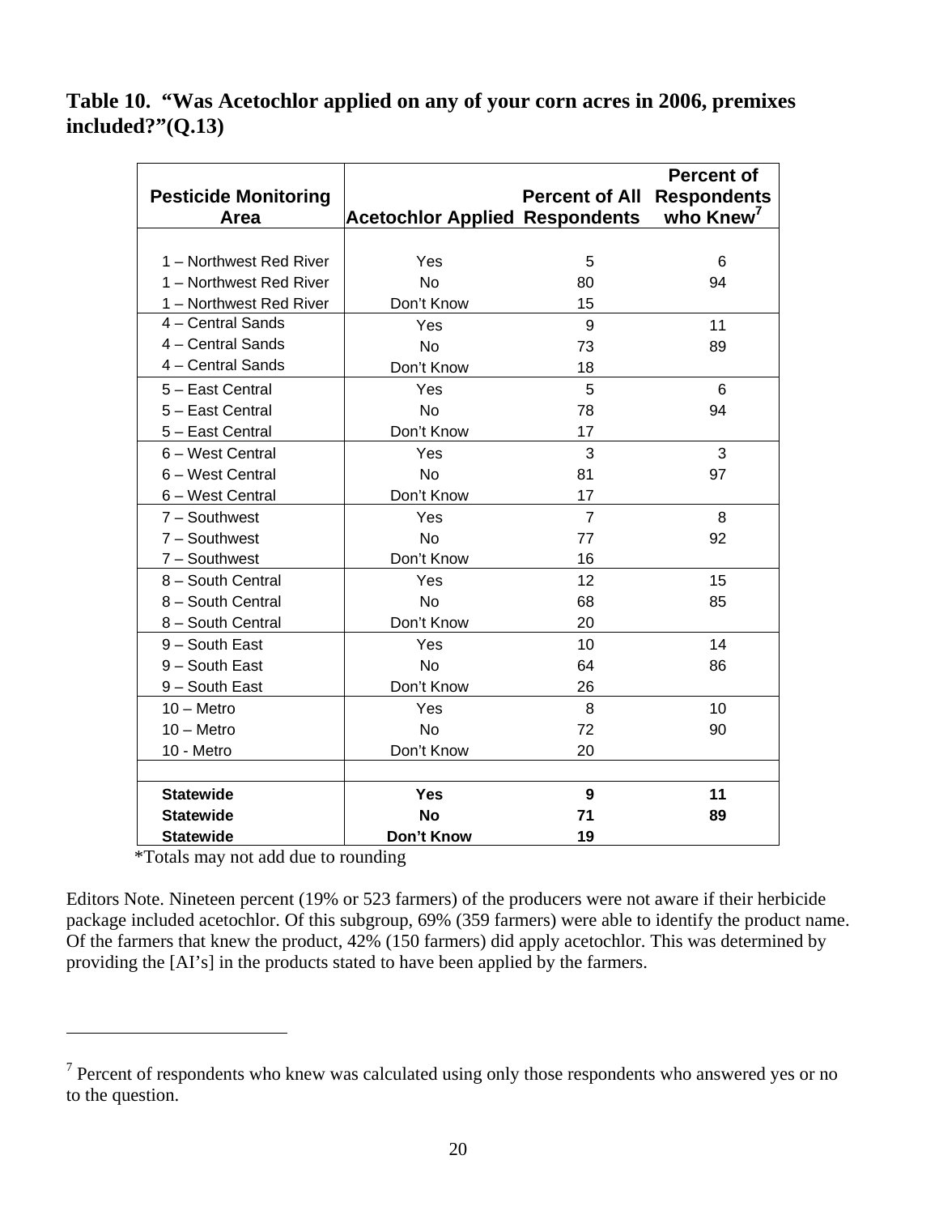## Table 10. "Was Acetochlor applied on any of your corn acres in 2006, premixes included?"(Q.13)

| Pesticide Monitoring Area | Acetochlor Applied | Percent of All Respondents | Percent of Respondents who Knew[7] |
|---|---|---|---|
| 1 – Northwest Red River | Yes | 5 | 6 |
| 1 – Northwest Red River | No | 80 | 94 |
| 1 – Northwest Red River | Don't Know | 15 | |
| 4 – Central Sands | Yes | 9 | 11 |
| 4 – Central Sands | No | 73 | 89 |
| 4 – Central Sands | Don't Know | 18 | |
| 5 – East Central | Yes | 5 | 6 |
| 5 – East Central | No | 78 | 94 |
| 5 – East Central | Don't Know | 17 | |
| 6 – West Central | Yes | 3 | 3 |
| 6 – West Central | No | 81 | 97 |
| 6 – West Central | Don't Know | 17 | |
| 7 – Southwest | Yes | 7 | 8 |
| 7 – Southwest | No | 77 | 92 |
| 7 – Southwest | Don't Know | 16 | |
| 8 – South Central | Yes | 12 | 15 |
| 8 – South Central | No | 68 | 85 |
| 8 – South Central | Don't Know | 20 | |
| 9 – South East | Yes | 10 | 14 |
| 9 – South East | No | 64 | 86 |
| 9 – South East | Don't Know | 26 | |
| 10 – Metro | Yes | 8 | 10 |
| 10 – Metro | No | 72 | 90 |
| 10 - Metro | Don't Know | 20 | |
| | | | |
| **Statewide** | **Yes** | **9** | **11** |
| **Statewide** | **No** | **71** | **89** |
| **Statewide** | **Don't Know** | **19** | |

*Totals may not add due to rounding

Editors Note. Nineteen percent (19% or 523 farmers) of the producers were not aware if their herbicide package included acetochlor. Of this subgroup, 69% (359 farmers) were able to identify the product name. Of the farmers that knew the product, 42% (150 farmers) did apply acetochlor. This was determined by providing the [AI's] in the products stated to have been applied by the farmers.

---

[7] Percent of respondents who knew was calculated using only those respondents who answered yes or no to the question.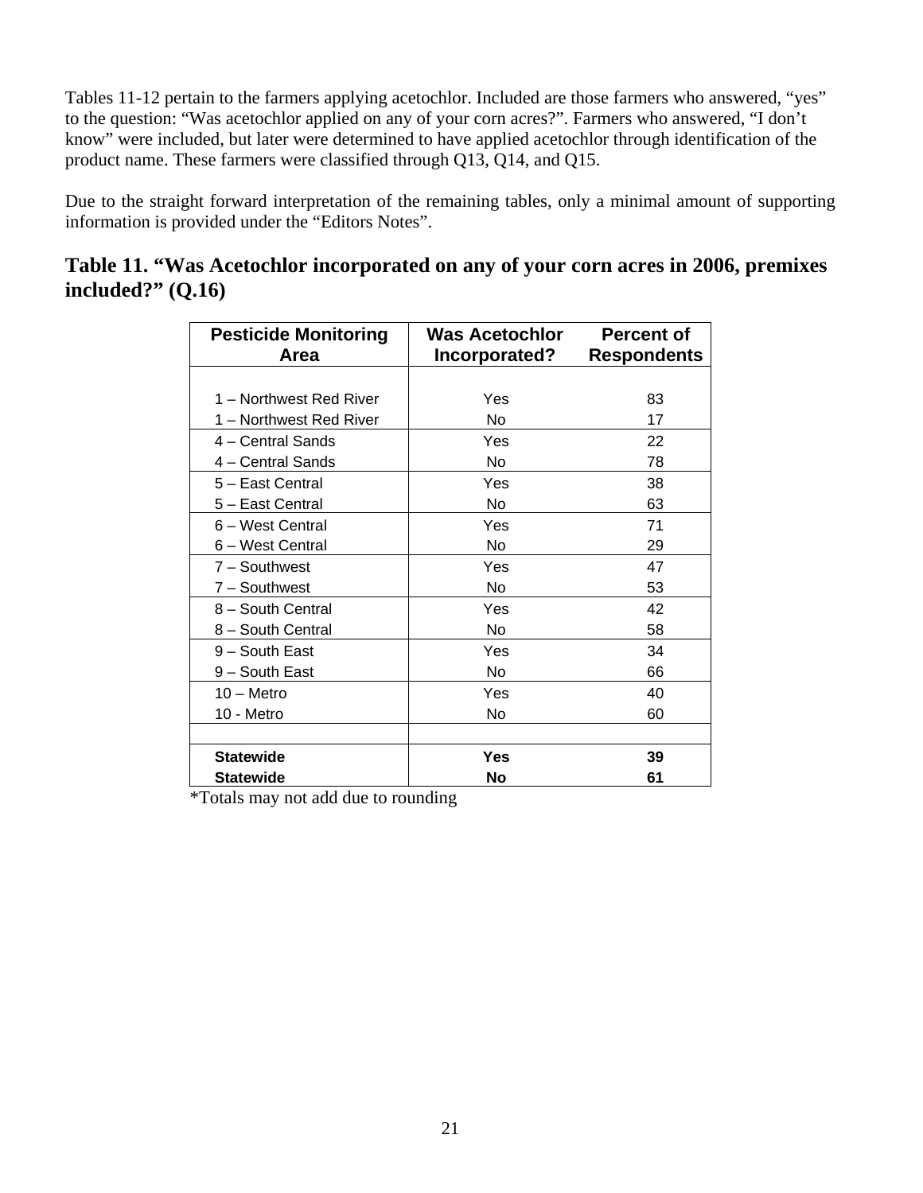Tables 11-12 pertain to the farmers applying acetochlor. Included are those farmers who answered, "yes" to the question: "Was acetochlor applied on any of your corn acres?". Farmers who answered, "I don't know" were included, but later were determined to have applied acetochlor through identification of the product name. These farmers were classified through Q13, Q14, and Q15.

Due to the straight forward interpretation of the remaining tables, only a minimal amount of supporting information is provided under the "Editors Notes".

## Table 11. "Was Acetochlor incorporated on any of your corn acres in 2006, premixes included?" (Q.16)

| Pesticide Monitoring Area | Was Acetochlor Incorporated? | Percent of Respondents |
|---|---|---|
| 1 – Northwest Red River | Yes | 83 |
| 1 – Northwest Red River | No | 17 |
| 4 – Central Sands | Yes | 22 |
| 4 – Central Sands | No | 78 |
| 5 – East Central | Yes | 38 |
| 5 – East Central | No | 63 |
| 6 – West Central | Yes | 71 |
| 6 – West Central | No | 29 |
| 7 – Southwest | Yes | 47 |
| 7 – Southwest | No | 53 |
| 8 – South Central | Yes | 42 |
| 8 – South Central | No | 58 |
| 9 – South East | Yes | 34 |
| 9 – South East | No | 66 |
| 10 – Metro | Yes | 40 |
| 10 - Metro | No | 60 |
| | | |
| **Statewide** | **Yes** | **39** |
| **Statewide** | **No** | **61** |

*Totals may not add due to rounding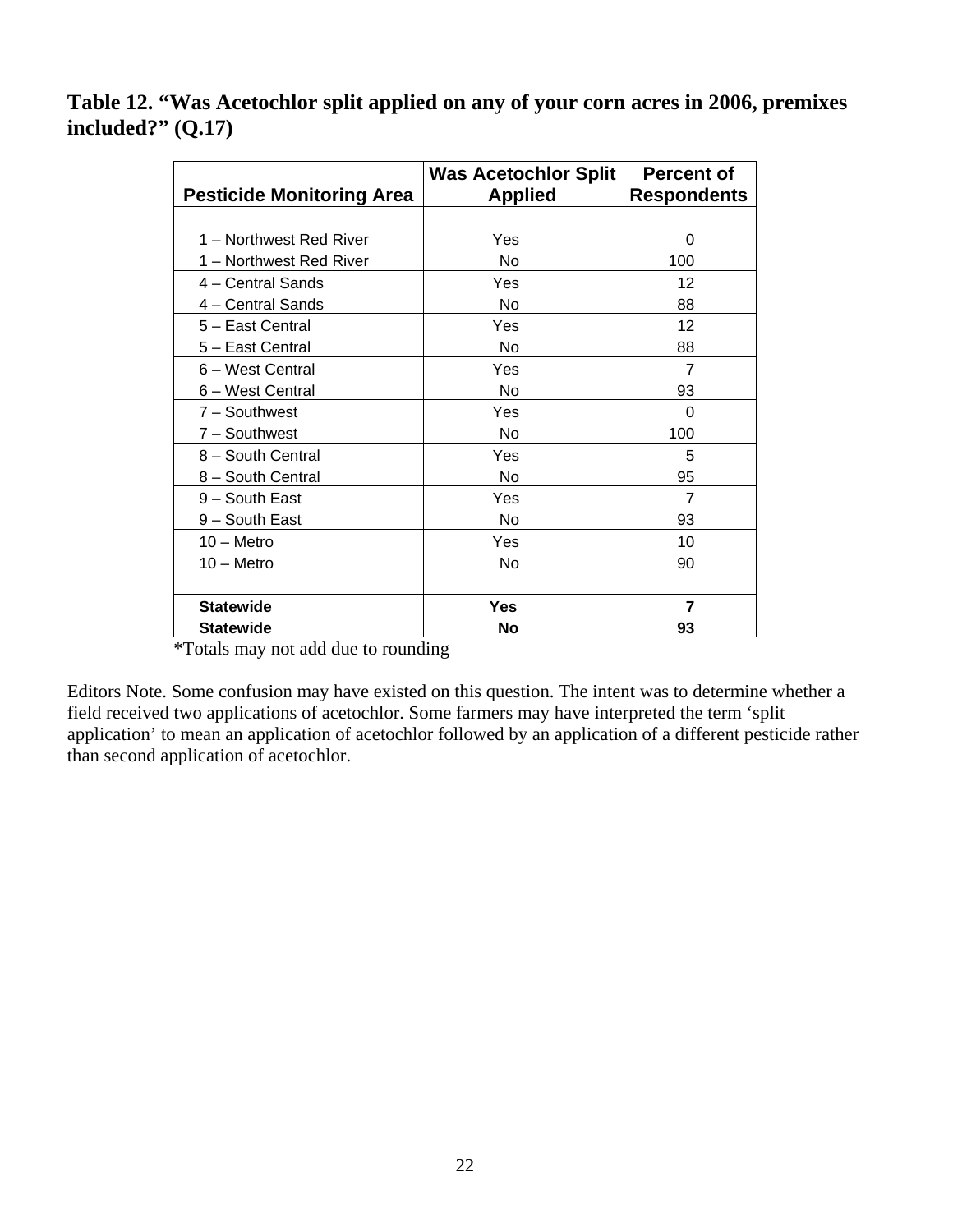**Table 12. "Was Acetochlor split applied on any of your corn acres in 2006, premixes included?" (Q.17)**

| Pesticide Monitoring Area | Was Acetochlor Split Applied | Percent of Respondents |
|---|---|---|
| 1 – Northwest Red River | Yes | 0 |
| 1 – Northwest Red River | No | 100 |
| 4 – Central Sands | Yes | 12 |
| 4 – Central Sands | No | 88 |
| 5 – East Central | Yes | 12 |
| 5 – East Central | No | 88 |
| 6 – West Central | Yes | 7 |
| 6 – West Central | No | 93 |
| 7 – Southwest | Yes | 0 |
| 7 – Southwest | No | 100 |
| 8 – South Central | Yes | 5 |
| 8 – South Central | No | 95 |
| 9 – South East | Yes | 7 |
| 9 – South East | No | 93 |
| 10 – Metro | Yes | 10 |
| 10 – Metro | No | 90 |
| | | |
| **Statewide** | **Yes** | **7** |
| **Statewide** | **No** | **93** |

*Totals may not add due to rounding

Editors Note. Some confusion may have existed on this question. The intent was to determine whether a field received two applications of acetochlor. Some farmers may have interpreted the term 'split application' to mean an application of acetochlor followed by an application of a different pesticide rather than second application of acetochlor.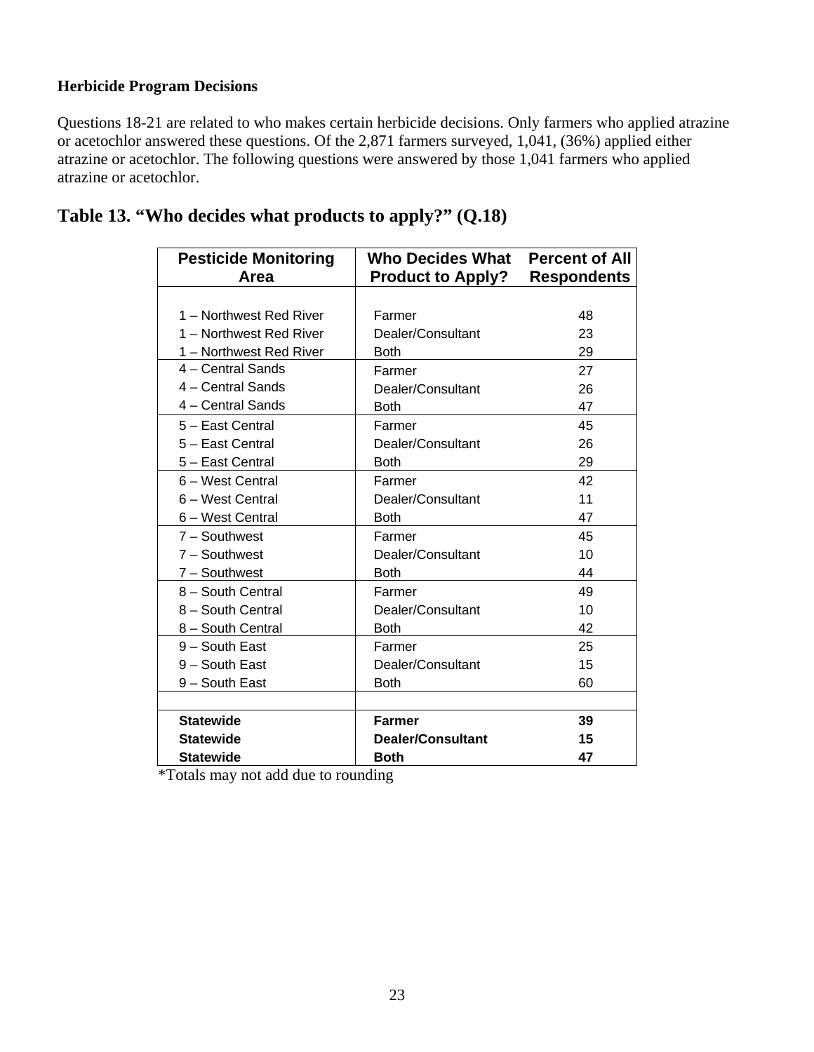**Herbicide Program Decisions**

Questions 18-21 are related to who makes certain herbicide decisions. Only farmers who applied atrazine or acetochlor answered these questions. Of the 2,871 farmers surveyed, 1,041, (36%) applied either atrazine or acetochlor. The following questions were answered by those 1,041 farmers who applied atrazine or acetochlor.

## Table 13. "Who decides what products to apply?" (Q.18)

| Pesticide Monitoring Area | Who Decides What Product to Apply? | Percent of All Respondents |
|---|---|---|
| 1 – Northwest Red River | Farmer | 48 |
| 1 – Northwest Red River | Dealer/Consultant | 23 |
| 1 – Northwest Red River | Both | 29 |
| 4 – Central Sands | Farmer | 27 |
| 4 – Central Sands | Dealer/Consultant | 26 |
| 4 – Central Sands | Both | 47 |
| 5 – East Central | Farmer | 45 |
| 5 – East Central | Dealer/Consultant | 26 |
| 5 – East Central | Both | 29 |
| 6 – West Central | Farmer | 42 |
| 6 – West Central | Dealer/Consultant | 11 |
| 6 – West Central | Both | 47 |
| 7 – Southwest | Farmer | 45 |
| 7 – Southwest | Dealer/Consultant | 10 |
| 7 – Southwest | Both | 44 |
| 8 – South Central | Farmer | 49 |
| 8 – South Central | Dealer/Consultant | 10 |
| 8 – South Central | Both | 42 |
| 9 – South East | Farmer | 25 |
| 9 – South East | Dealer/Consultant | 15 |
| 9 – South East | Both | 60 |
| | | |
| **Statewide** | **Farmer** | **39** |
| **Statewide** | **Dealer/Consultant** | **15** |
| **Statewide** | **Both** | **47** |

*Totals may not add due to rounding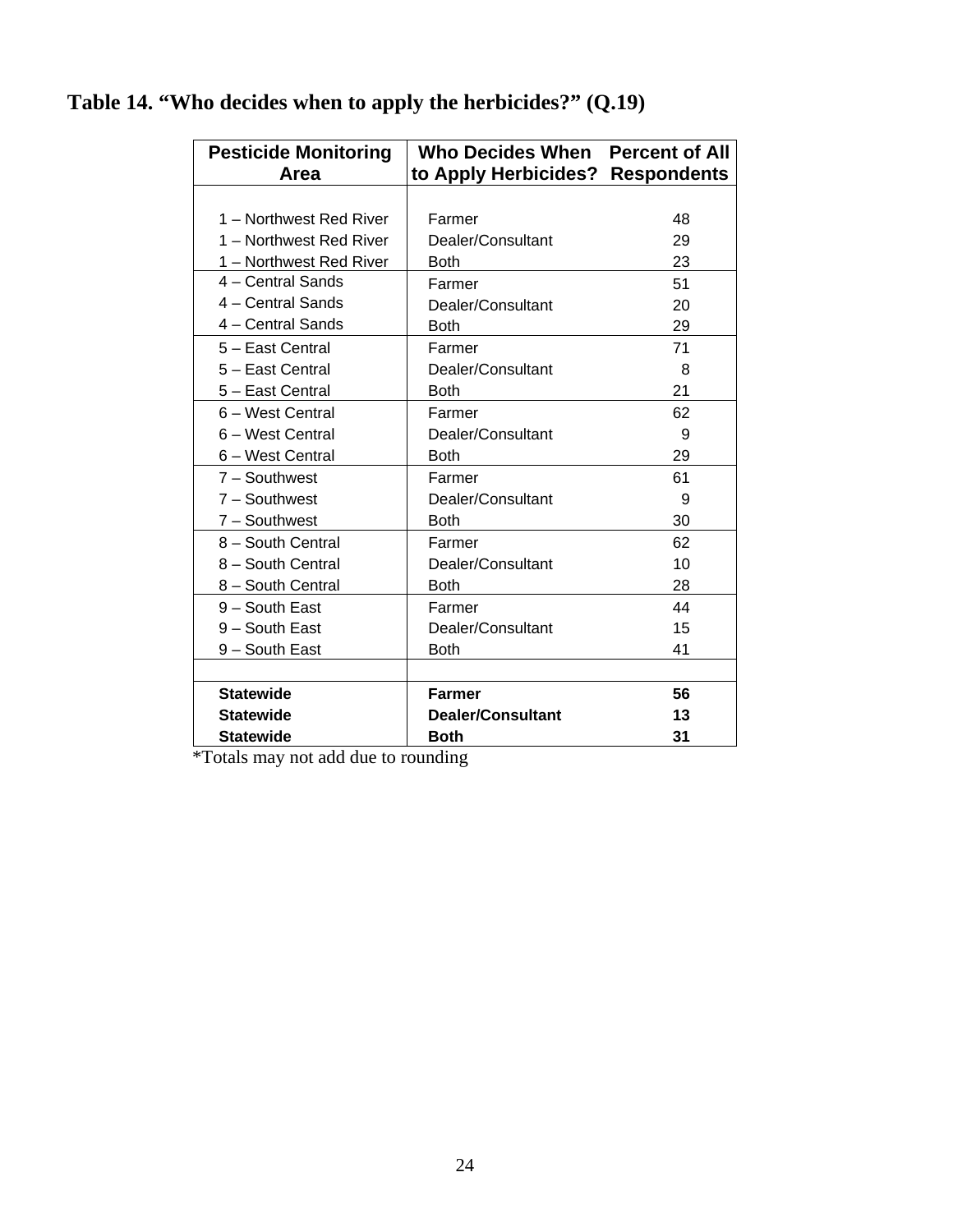**Table 14. "Who decides when to apply the herbicides?" (Q.19)**

| Pesticide Monitoring Area | Who Decides When to Apply Herbicides? | Percent of All Respondents |
|---|---|---|
| 1 – Northwest Red River | Farmer | 48 |
| 1 – Northwest Red River | Dealer/Consultant | 29 |
| 1 – Northwest Red River | Both | 23 |
| 4 – Central Sands | Farmer | 51 |
| 4 – Central Sands | Dealer/Consultant | 20 |
| 4 – Central Sands | Both | 29 |
| 5 – East Central | Farmer | 71 |
| 5 – East Central | Dealer/Consultant | 8 |
| 5 – East Central | Both | 21 |
| 6 – West Central | Farmer | 62 |
| 6 – West Central | Dealer/Consultant | 9 |
| 6 – West Central | Both | 29 |
| 7 – Southwest | Farmer | 61 |
| 7 – Southwest | Dealer/Consultant | 9 |
| 7 – Southwest | Both | 30 |
| 8 – South Central | Farmer | 62 |
| 8 – South Central | Dealer/Consultant | 10 |
| 8 – South Central | Both | 28 |
| 9 – South East | Farmer | 44 |
| 9 – South East | Dealer/Consultant | 15 |
| 9 – South East | Both | 41 |
| | | |
| **Statewide** | **Farmer** | **56** |
| **Statewide** | **Dealer/Consultant** | **13** |
| **Statewide** | **Both** | **31** |

*Totals may not add due to rounding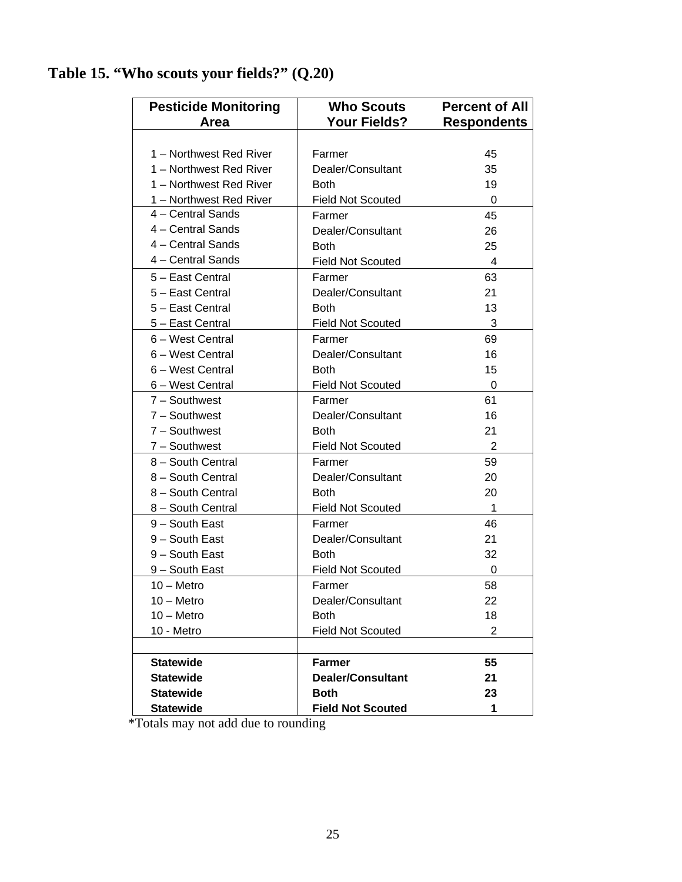# Table 15. "Who scouts your fields?" (Q.20)

| Pesticide Monitoring Area | Who Scouts Your Fields? | Percent of All Respondents |
|---|---|---|
| 1 – Northwest Red River | Farmer | 45 |
| 1 – Northwest Red River | Dealer/Consultant | 35 |
| 1 – Northwest Red River | Both | 19 |
| 1 – Northwest Red River | Field Not Scouted | 0 |
| 4 – Central Sands | Farmer | 45 |
| 4 – Central Sands | Dealer/Consultant | 26 |
| 4 – Central Sands | Both | 25 |
| 4 – Central Sands | Field Not Scouted | 4 |
| 5 – East Central | Farmer | 63 |
| 5 – East Central | Dealer/Consultant | 21 |
| 5 – East Central | Both | 13 |
| 5 – East Central | Field Not Scouted | 3 |
| 6 – West Central | Farmer | 69 |
| 6 – West Central | Dealer/Consultant | 16 |
| 6 – West Central | Both | 15 |
| 6 – West Central | Field Not Scouted | 0 |
| 7 – Southwest | Farmer | 61 |
| 7 – Southwest | Dealer/Consultant | 16 |
| 7 – Southwest | Both | 21 |
| 7 – Southwest | Field Not Scouted | 2 |
| 8 – South Central | Farmer | 59 |
| 8 – South Central | Dealer/Consultant | 20 |
| 8 – South Central | Both | 20 |
| 8 – South Central | Field Not Scouted | 1 |
| 9 – South East | Farmer | 46 |
| 9 – South East | Dealer/Consultant | 21 |
| 9 – South East | Both | 32 |
| 9 – South East | Field Not Scouted | 0 |
| 10 – Metro | Farmer | 58 |
| 10 – Metro | Dealer/Consultant | 22 |
| 10 – Metro | Both | 18 |
| 10 - Metro | Field Not Scouted | 2 |
| | | |
| **Statewide** | **Farmer** | **55** |
| **Statewide** | **Dealer/Consultant** | **21** |
| **Statewide** | **Both** | **23** |
| **Statewide** | **Field Not Scouted** | **1** |

*Totals may not add due to rounding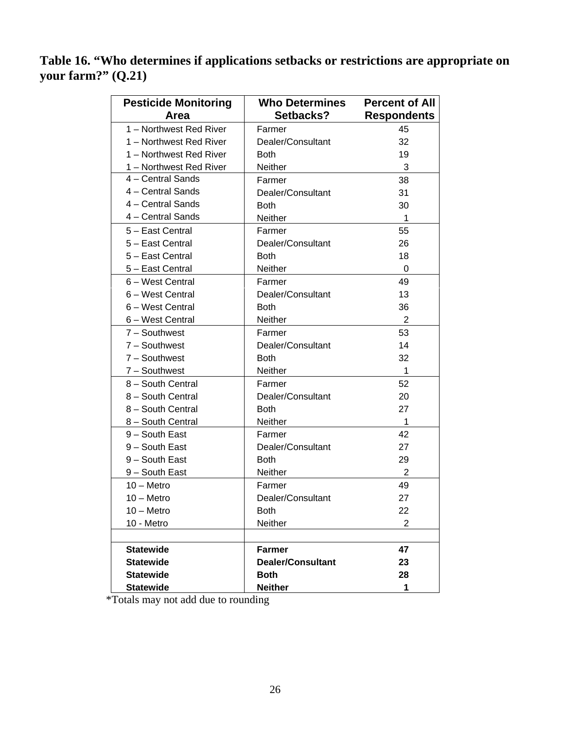**Table 16. "Who determines if applications setbacks or restrictions are appropriate on your farm?" (Q.21)**

| Pesticide Monitoring Area | Who Determines Setbacks? | Percent of All Respondents |
|---|---|---|
| 1 – Northwest Red River | Farmer | 45 |
| 1 – Northwest Red River | Dealer/Consultant | 32 |
| 1 – Northwest Red River | Both | 19 |
| 1 – Northwest Red River | Neither | 3 |
| 4 – Central Sands | Farmer | 38 |
| 4 – Central Sands | Dealer/Consultant | 31 |
| 4 – Central Sands | Both | 30 |
| 4 – Central Sands | Neither | 1 |
| 5 – East Central | Farmer | 55 |
| 5 – East Central | Dealer/Consultant | 26 |
| 5 – East Central | Both | 18 |
| 5 – East Central | Neither | 0 |
| 6 – West Central | Farmer | 49 |
| 6 – West Central | Dealer/Consultant | 13 |
| 6 – West Central | Both | 36 |
| 6 – West Central | Neither | 2 |
| 7 – Southwest | Farmer | 53 |
| 7 – Southwest | Dealer/Consultant | 14 |
| 7 – Southwest | Both | 32 |
| 7 – Southwest | Neither | 1 |
| 8 – South Central | Farmer | 52 |
| 8 – South Central | Dealer/Consultant | 20 |
| 8 – South Central | Both | 27 |
| 8 – South Central | Neither | 1 |
| 9 – South East | Farmer | 42 |
| 9 – South East | Dealer/Consultant | 27 |
| 9 – South East | Both | 29 |
| 9 – South East | Neither | 2 |
| 10 – Metro | Farmer | 49 |
| 10 – Metro | Dealer/Consultant | 27 |
| 10 – Metro | Both | 22 |
| 10 - Metro | Neither | 2 |
| | | |
| **Statewide** | **Farmer** | **47** |
| **Statewide** | **Dealer/Consultant** | **23** |
| **Statewide** | **Both** | **28** |
| **Statewide** | **Neither** | **1** |

*Totals may not add due to rounding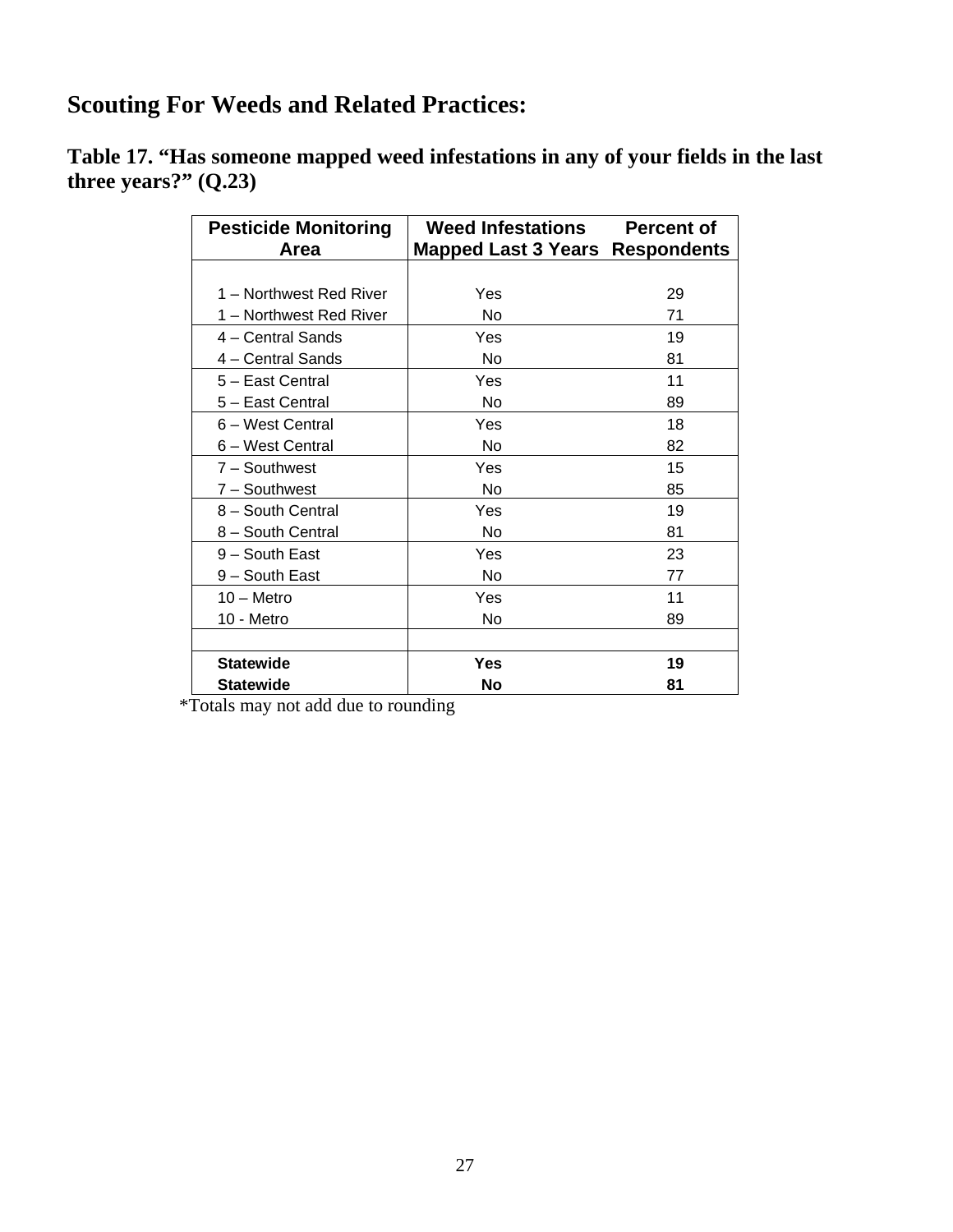# Scouting For Weeds and Related Practices:

## Table 17. "Has someone mapped weed infestations in any of your fields in the last three years?" (Q.23)

| Pesticide Monitoring Area | Weed Infestations Mapped Last 3 Years | Percent of Respondents |
|---|---|---|
| 1 – Northwest Red River | Yes | 29 |
| 1 – Northwest Red River | No | 71 |
| 4 – Central Sands | Yes | 19 |
| 4 – Central Sands | No | 81 |
| 5 – East Central | Yes | 11 |
| 5 – East Central | No | 89 |
| 6 – West Central | Yes | 18 |
| 6 – West Central | No | 82 |
| 7 – Southwest | Yes | 15 |
| 7 – Southwest | No | 85 |
| 8 – South Central | Yes | 19 |
| 8 – South Central | No | 81 |
| 9 – South East | Yes | 23 |
| 9 – South East | No | 77 |
| 10 – Metro | Yes | 11 |
| 10 - Metro | No | 89 |
| | | |
| **Statewide** | **Yes** | **19** |
| **Statewide** | **No** | **81** |

*Totals may not add due to rounding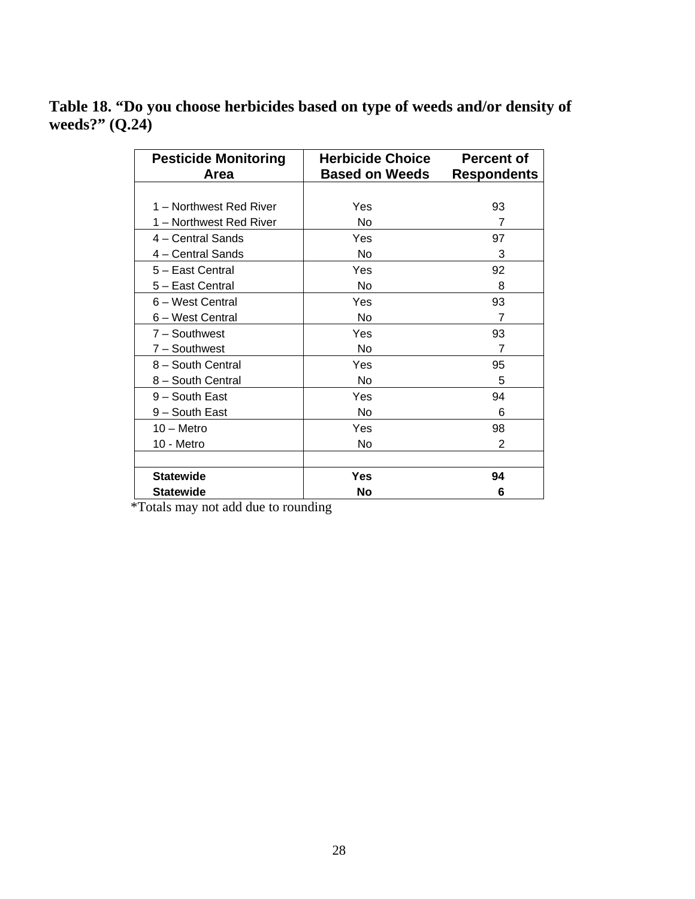**Table 18. “Do you choose herbicides based on type of weeds and/or density of weeds?” (Q.24)**

| Pesticide Monitoring Area | Herbicide Choice Based on Weeds | Percent of Respondents |
|---|---|---|
| 1 – Northwest Red River | Yes | 93 |
| 1 – Northwest Red River | No | 7 |
| 4 – Central Sands | Yes | 97 |
| 4 – Central Sands | No | 3 |
| 5 – East Central | Yes | 92 |
| 5 – East Central | No | 8 |
| 6 – West Central | Yes | 93 |
| 6 – West Central | No | 7 |
| 7 – Southwest | Yes | 93 |
| 7 – Southwest | No | 7 |
| 8 – South Central | Yes | 95 |
| 8 – South Central | No | 5 |
| 9 – South East | Yes | 94 |
| 9 – South East | No | 6 |
| 10 – Metro | Yes | 98 |
| 10 - Metro | No | 2 |
| | | |
| **Statewide** | **Yes** | **94** |
| **Statewide** | **No** | **6** |

*Totals may not add due to rounding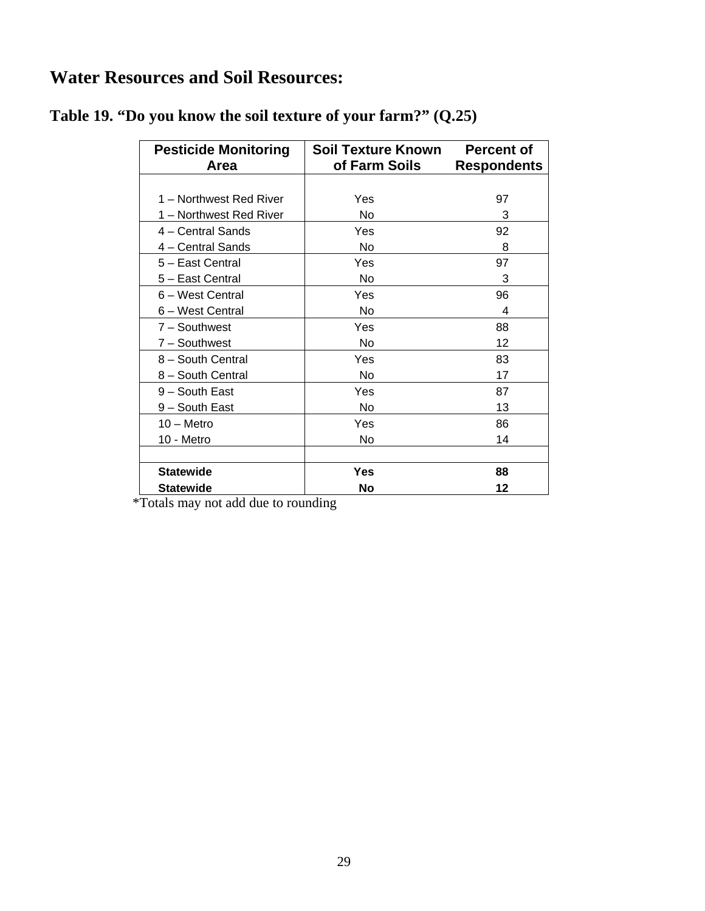# Water Resources and Soil Resources:

## Table 19. "Do you know the soil texture of your farm?" (Q.25)

| Pesticide Monitoring Area | Soil Texture Known of Farm Soils | Percent of Respondents |
|---|---|---|
| 1 – Northwest Red River | Yes | 97 |
| 1 – Northwest Red River | No | 3 |
| 4 – Central Sands | Yes | 92 |
| 4 – Central Sands | No | 8 |
| 5 – East Central | Yes | 97 |
| 5 – East Central | No | 3 |
| 6 – West Central | Yes | 96 |
| 6 – West Central | No | 4 |
| 7 – Southwest | Yes | 88 |
| 7 – Southwest | No | 12 |
| 8 – South Central | Yes | 83 |
| 8 – South Central | No | 17 |
| 9 – South East | Yes | 87 |
| 9 – South East | No | 13 |
| 10 – Metro | Yes | 86 |
| 10 - Metro | No | 14 |
| | | |
| **Statewide** | **Yes** | **88** |
| **Statewide** | **No** | **12** |

*Totals may not add due to rounding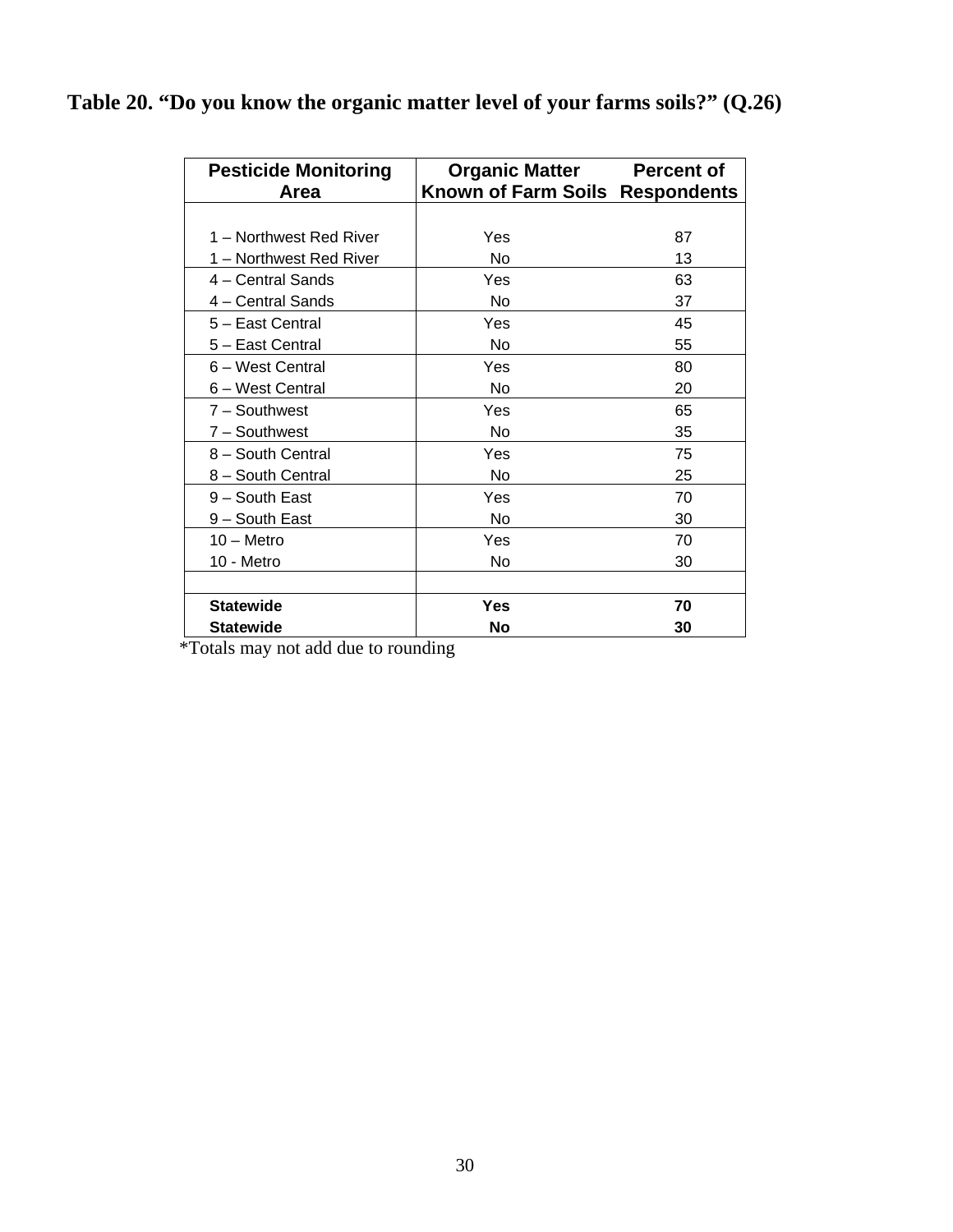**Table 20. "Do you know the organic matter level of your farms soils?" (Q.26)**

| Pesticide Monitoring Area | Organic Matter Known of Farm Soils | Percent of Respondents |
|---|---|---|
| 1 – Northwest Red River | Yes | 87 |
| 1 – Northwest Red River | No | 13 |
| 4 – Central Sands | Yes | 63 |
| 4 – Central Sands | No | 37 |
| 5 – East Central | Yes | 45 |
| 5 – East Central | No | 55 |
| 6 – West Central | Yes | 80 |
| 6 – West Central | No | 20 |
| 7 – Southwest | Yes | 65 |
| 7 – Southwest | No | 35 |
| 8 – South Central | Yes | 75 |
| 8 – South Central | No | 25 |
| 9 – South East | Yes | 70 |
| 9 – South East | No | 30 |
| 10 – Metro | Yes | 70 |
| 10 - Metro | No | 30 |
| | | |
| **Statewide** | **Yes** | **70** |
| **Statewide** | **No** | **30** |

*Totals may not add due to rounding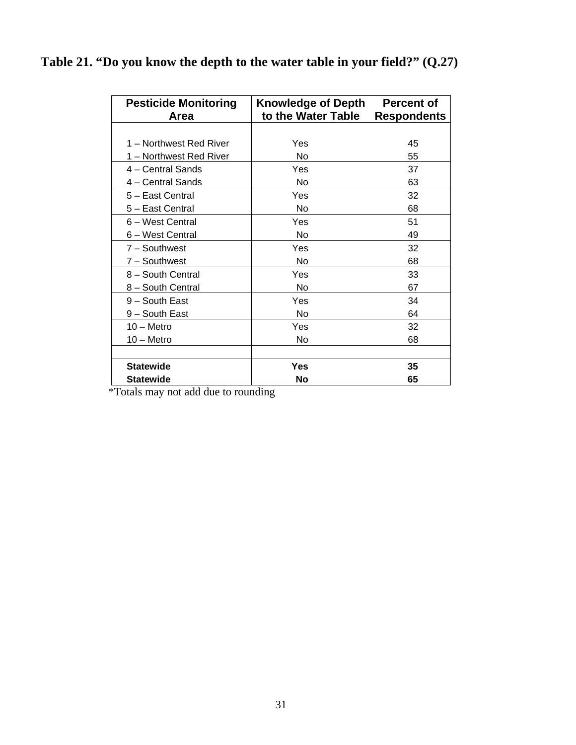**Table 21. "Do you know the depth to the water table in your field?" (Q.27)**

| Pesticide Monitoring Area | Knowledge of Depth to the Water Table | Percent of Respondents |
|---|---|---|
| 1 – Northwest Red River | Yes | 45 |
| 1 – Northwest Red River | No | 55 |
| 4 – Central Sands | Yes | 37 |
| 4 – Central Sands | No | 63 |
| 5 – East Central | Yes | 32 |
| 5 – East Central | No | 68 |
| 6 – West Central | Yes | 51 |
| 6 – West Central | No | 49 |
| 7 – Southwest | Yes | 32 |
| 7 – Southwest | No | 68 |
| 8 – South Central | Yes | 33 |
| 8 – South Central | No | 67 |
| 9 – South East | Yes | 34 |
| 9 – South East | No | 64 |
| 10 – Metro | Yes | 32 |
| 10 – Metro | No | 68 |
| | | |
| **Statewide** | **Yes** | **35** |
| **Statewide** | **No** | **65** |

*Totals may not add due to rounding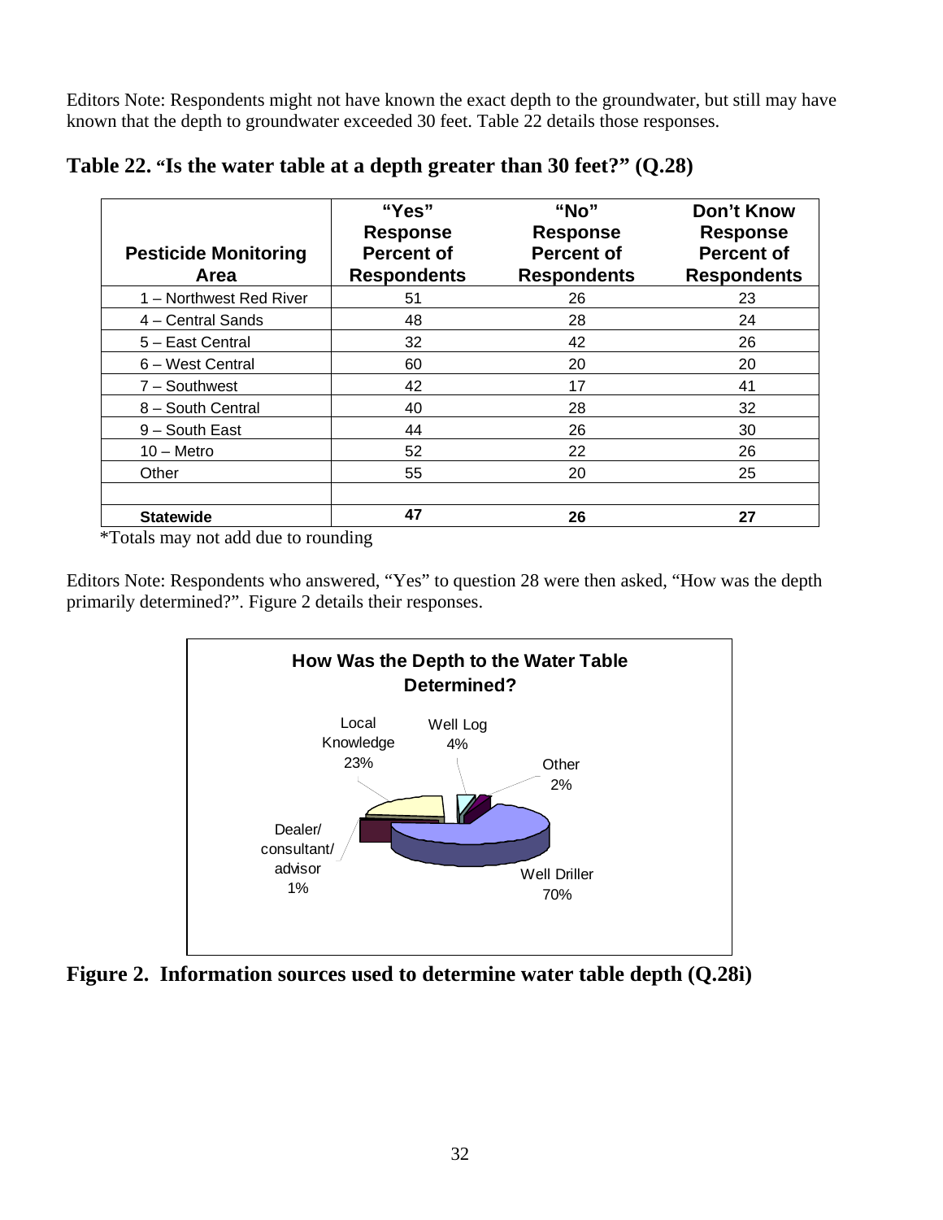Editors Note: Respondents might not have known the exact depth to the groundwater, but still may have known that the depth to groundwater exceeded 30 feet. Table 22 details those responses.

**Table 22. "Is the water table at a depth greater than 30 feet?" (Q.28)**

| Pesticide Monitoring Area | "Yes" Response Percent of Respondents | "No" Response Percent of Respondents | Don't Know Response Percent of Respondents |
|---|---|---|---|
| 1 – Northwest Red River | 51 | 26 | 23 |
| 4 – Central Sands | 48 | 28 | 24 |
| 5 – East Central | 32 | 42 | 26 |
| 6 – West Central | 60 | 20 | 20 |
| 7 – Southwest | 42 | 17 | 41 |
| 8 – South Central | 40 | 28 | 32 |
| 9 – South East | 44 | 26 | 30 |
| 10 – Metro | 52 | 22 | 26 |
| Other | 55 | 20 | 25 |
| | | | |
| **Statewide** | **47** | **26** | **27** |

*Totals may not add due to rounding

Editors Note: Respondents who answered, "Yes" to question 28 were then asked, "How was the depth primarily determined?". Figure 2 details their responses.

**How Was the Depth to the Water Table Determined?**

| Source | Percent |
|---|---|
| Well Driller | 70% |
| Local Knowledge | 23% |
| Well Log | 4% |
| Other | 2% |
| Dealer/ consultant/ advisor | 1% |

**Figure 2. Information sources used to determine water table depth (Q.28i)**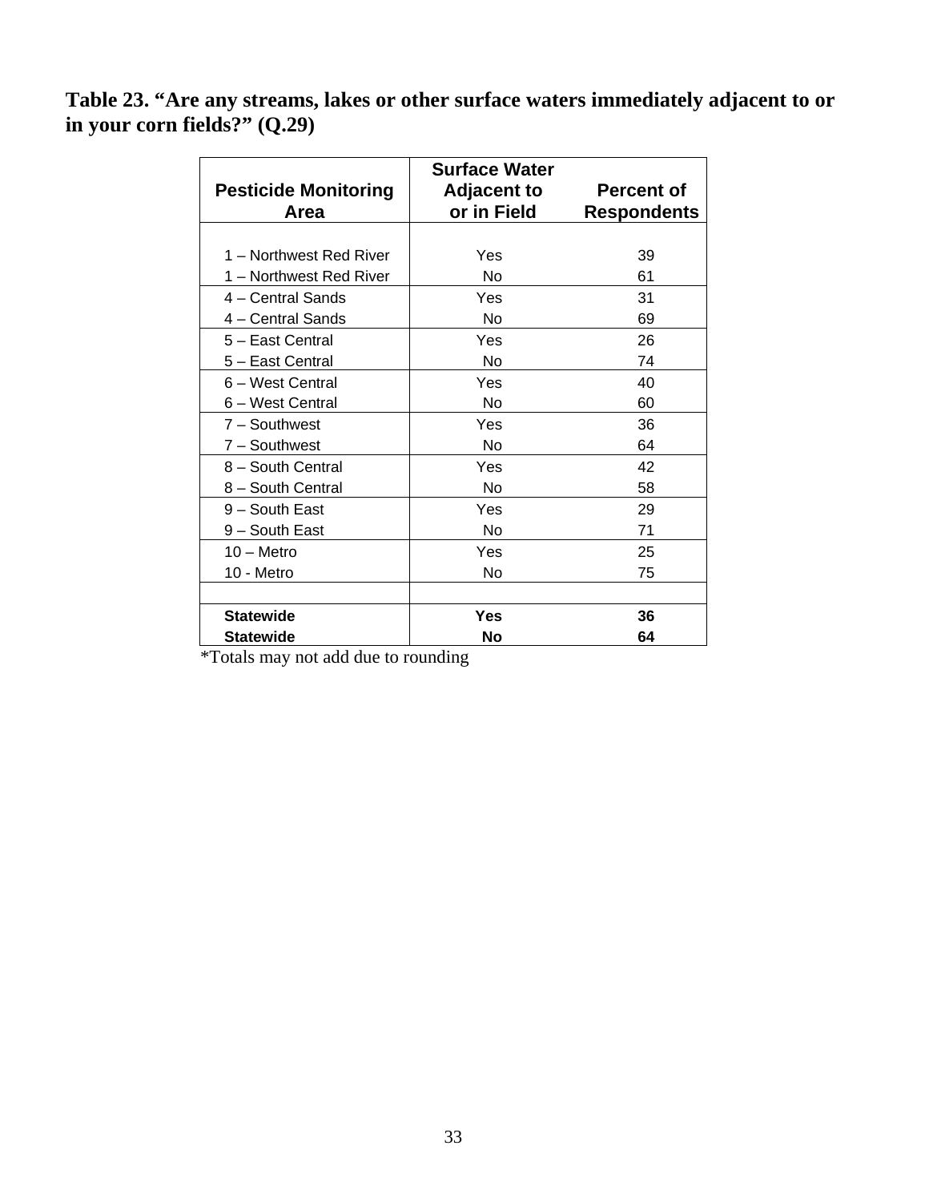**Table 23. "Are any streams, lakes or other surface waters immediately adjacent to or in your corn fields?" (Q.29)**

| Pesticide Monitoring Area | Surface Water Adjacent to or in Field | Percent of Respondents |
|---|---|---|
| 1 – Northwest Red River | Yes | 39 |
| 1 – Northwest Red River | No | 61 |
| 4 – Central Sands | Yes | 31 |
| 4 – Central Sands | No | 69 |
| 5 – East Central | Yes | 26 |
| 5 – East Central | No | 74 |
| 6 – West Central | Yes | 40 |
| 6 – West Central | No | 60 |
| 7 – Southwest | Yes | 36 |
| 7 – Southwest | No | 64 |
| 8 – South Central | Yes | 42 |
| 8 – South Central | No | 58 |
| 9 – South East | Yes | 29 |
| 9 – South East | No | 71 |
| 10 – Metro | Yes | 25 |
| 10 - Metro | No | 75 |
| | | |
| **Statewide** | **Yes** | **36** |
| **Statewide** | **No** | **64** |

*Totals may not add due to rounding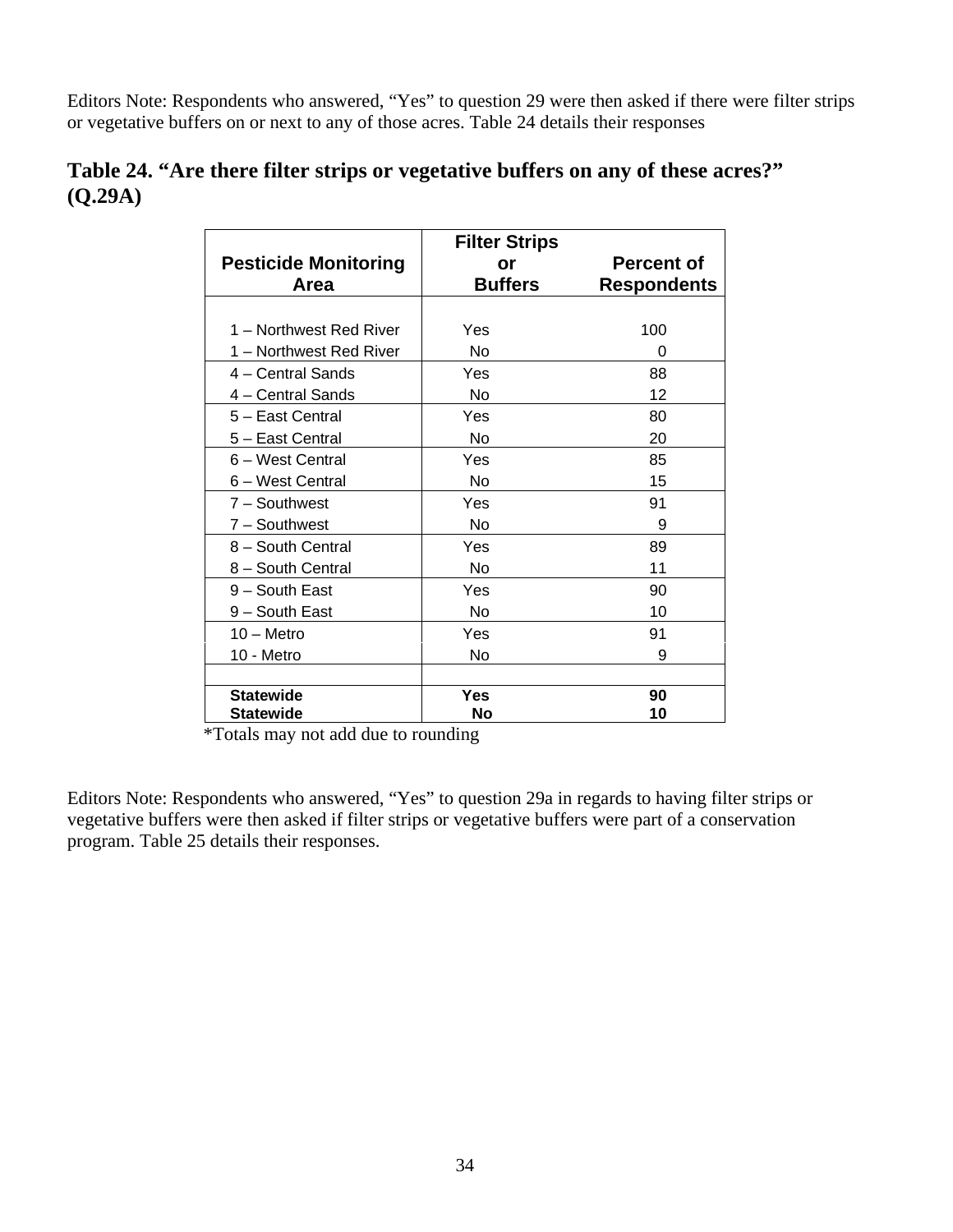Editors Note: Respondents who answered, "Yes" to question 29 were then asked if there were filter strips or vegetative buffers on or next to any of those acres. Table 24 details their responses

## Table 24. "Are there filter strips or vegetative buffers on any of these acres?" (Q.29A)

| Pesticide Monitoring Area | Filter Strips or Buffers | Percent of Respondents |
|---|---|---|
| 1 – Northwest Red River | Yes | 100 |
| 1 – Northwest Red River | No | 0 |
| 4 – Central Sands | Yes | 88 |
| 4 – Central Sands | No | 12 |
| 5 – East Central | Yes | 80 |
| 5 – East Central | No | 20 |
| 6 – West Central | Yes | 85 |
| 6 – West Central | No | 15 |
| 7 – Southwest | Yes | 91 |
| 7 – Southwest | No | 9 |
| 8 – South Central | Yes | 89 |
| 8 – South Central | No | 11 |
| 9 – South East | Yes | 90 |
| 9 – South East | No | 10 |
| 10 – Metro | Yes | 91 |
| 10 - Metro | No | 9 |
| | | |
| **Statewide** | **Yes** | **90** |
| **Statewide** | **No** | **10** |

*Totals may not add due to rounding

Editors Note: Respondents who answered, "Yes" to question 29a in regards to having filter strips or vegetative buffers were then asked if filter strips or vegetative buffers were part of a conservation program. Table 25 details their responses.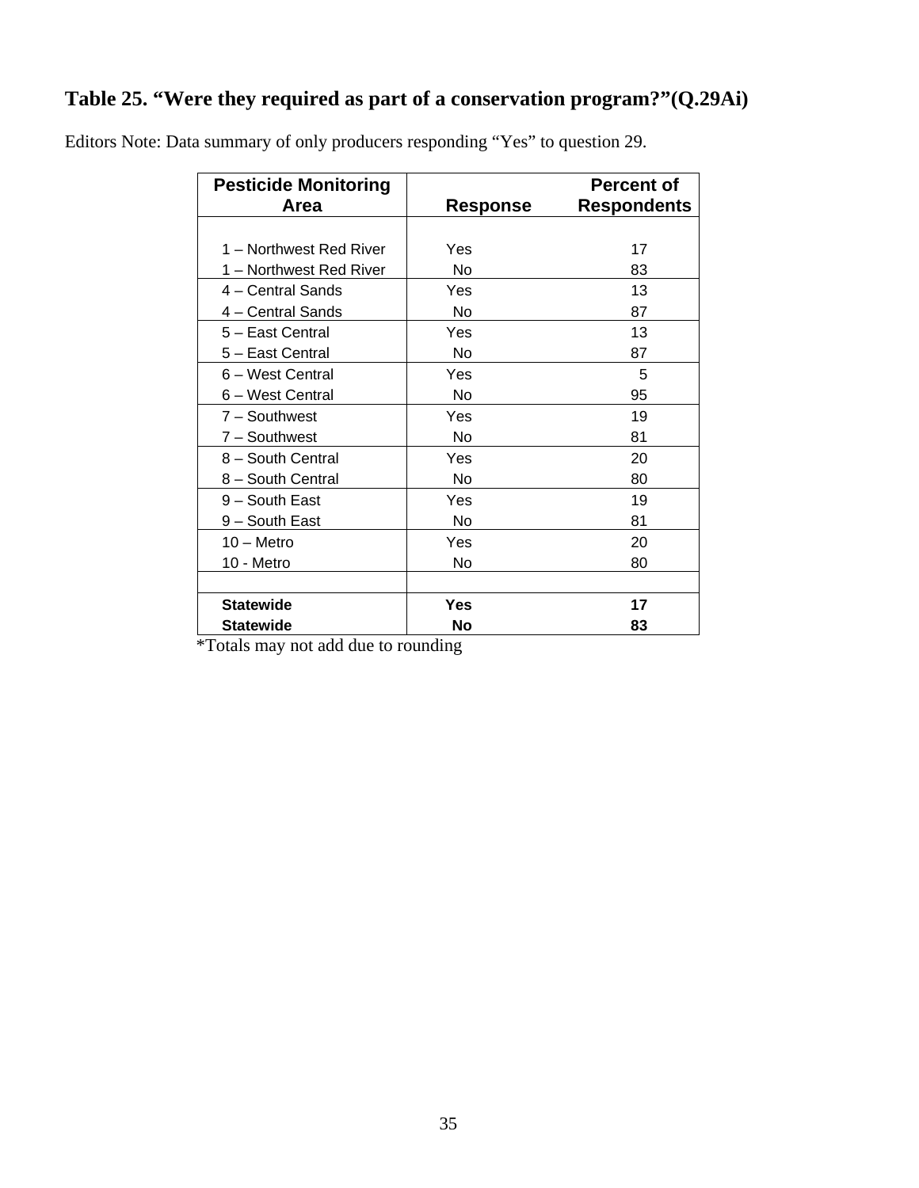## Table 25. "Were they required as part of a conservation program?"(Q.29Ai)

Editors Note: Data summary of only producers responding "Yes" to question 29.

| Pesticide Monitoring Area | Response | Percent of Respondents |
|---|---|---|
| 1 – Northwest Red River | Yes | 17 |
| 1 – Northwest Red River | No | 83 |
| 4 – Central Sands | Yes | 13 |
| 4 – Central Sands | No | 87 |
| 5 – East Central | Yes | 13 |
| 5 – East Central | No | 87 |
| 6 – West Central | Yes | 5 |
| 6 – West Central | No | 95 |
| 7 – Southwest | Yes | 19 |
| 7 – Southwest | No | 81 |
| 8 – South Central | Yes | 20 |
| 8 – South Central | No | 80 |
| 9 – South East | Yes | 19 |
| 9 – South East | No | 81 |
| 10 – Metro | Yes | 20 |
| 10 - Metro | No | 80 |
| | | |
| **Statewide** | **Yes** | **17** |
| **Statewide** | **No** | **83** |

*Totals may not add due to rounding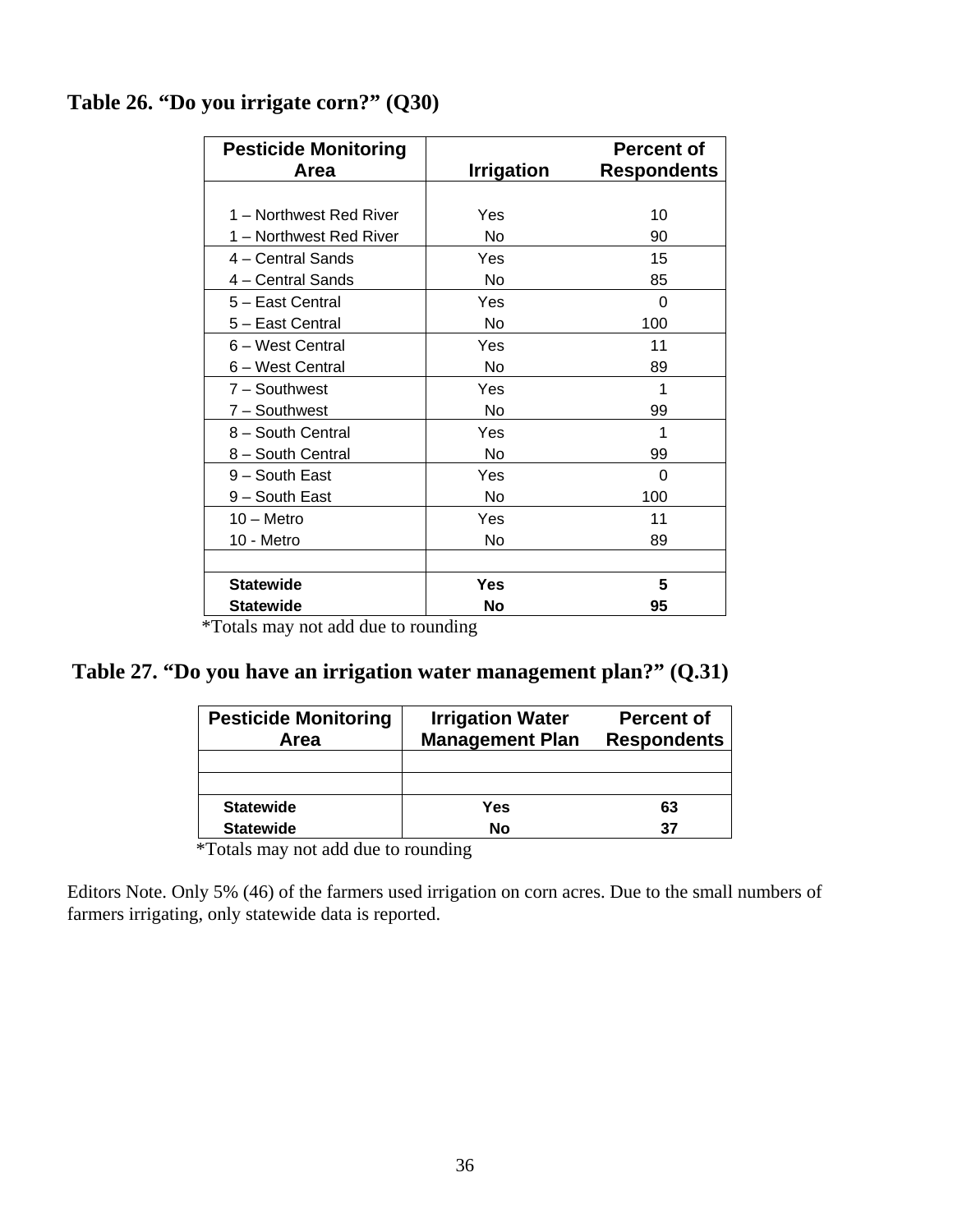### Table 26. "Do you irrigate corn?" (Q30)

| Pesticide Monitoring Area | Irrigation | Percent of Respondents |
|---|---|---|
| 1 – Northwest Red River | Yes | 10 |
| 1 – Northwest Red River | No | 90 |
| 4 – Central Sands | Yes | 15 |
| 4 – Central Sands | No | 85 |
| 5 – East Central | Yes | 0 |
| 5 – East Central | No | 100 |
| 6 – West Central | Yes | 11 |
| 6 – West Central | No | 89 |
| 7 – Southwest | Yes | 1 |
| 7 – Southwest | No | 99 |
| 8 – South Central | Yes | 1 |
| 8 – South Central | No | 99 |
| 9 – South East | Yes | 0 |
| 9 – South East | No | 100 |
| 10 – Metro | Yes | 11 |
| 10 - Metro | No | 89 |
| | | |
| **Statewide** | **Yes** | **5** |
| **Statewide** | **No** | **95** |

*Totals may not add due to rounding

### Table 27. "Do you have an irrigation water management plan?" (Q.31)

| Pesticide Monitoring Area | Irrigation Water Management Plan | Percent of Respondents |
|---|---|---|
| | | |
| | | |
| **Statewide** | **Yes** | **63** |
| **Statewide** | **No** | **37** |

*Totals may not add due to rounding

Editors Note. Only 5% (46) of the farmers used irrigation on corn acres. Due to the small numbers of farmers irrigating, only statewide data is reported.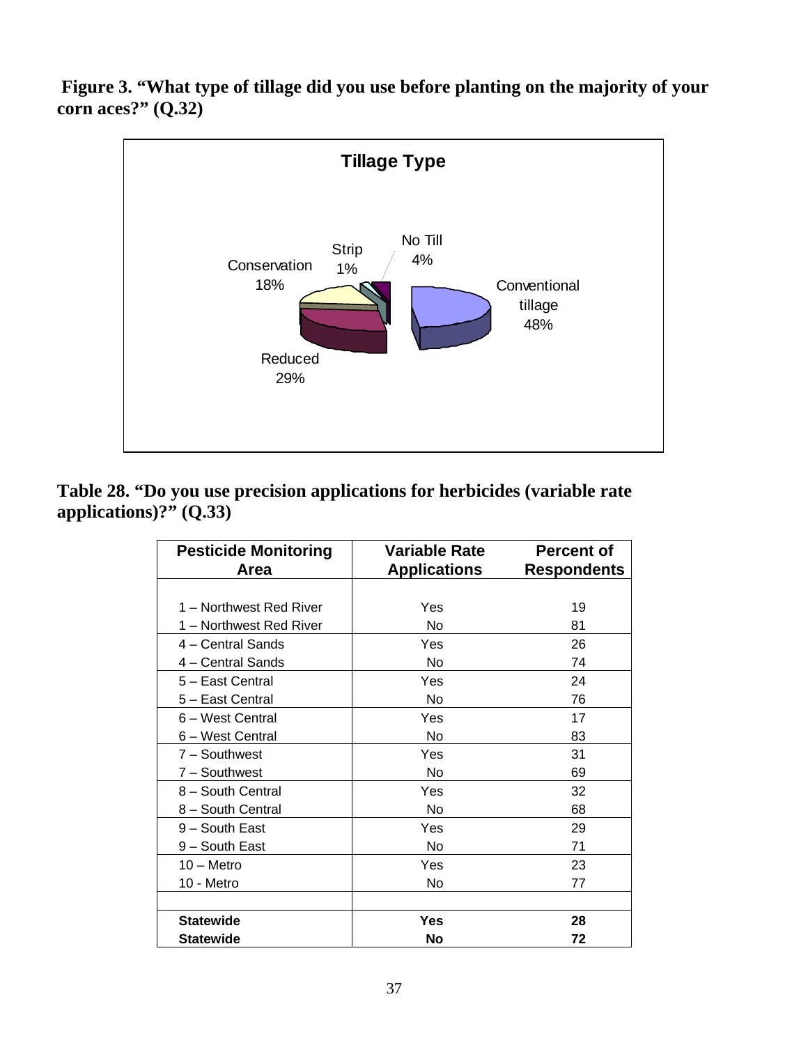**Figure 3. "What type of tillage did you use before planting on the majority of your corn aces?" (Q.32)**

**Tillage Type**

Conventional tillage 48%

Reduced 29%

Conservation 18%

Strip 1%

No Till 4%

**Table 28. "Do you use precision applications for herbicides (variable rate applications)?" (Q.33)**

| Pesticide Monitoring Area | Variable Rate Applications | Percent of Respondents |
|---|---|---|
| 1 – Northwest Red River | Yes | 19 |
| 1 – Northwest Red River | No | 81 |
| 4 – Central Sands | Yes | 26 |
| 4 – Central Sands | No | 74 |
| 5 – East Central | Yes | 24 |
| 5 – East Central | No | 76 |
| 6 – West Central | Yes | 17 |
| 6 – West Central | No | 83 |
| 7 – Southwest | Yes | 31 |
| 7 – Southwest | No | 69 |
| 8 – South Central | Yes | 32 |
| 8 – South Central | No | 68 |
| 9 – South East | Yes | 29 |
| 9 – South East | No | 71 |
| 10 – Metro | Yes | 23 |
| 10 - Metro | No | 77 |
| | | |
| **Statewide** | **Yes** | **28** |
| **Statewide** | **No** | **72** |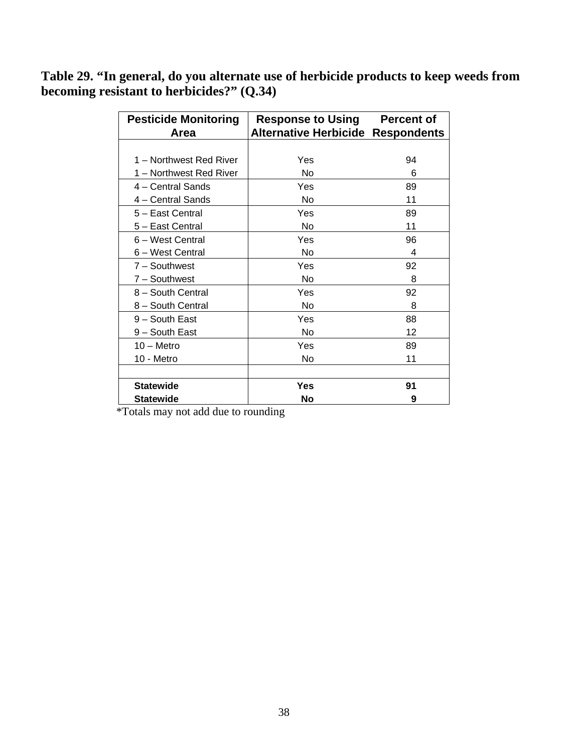**Table 29. "In general, do you alternate use of herbicide products to keep weeds from becoming resistant to herbicides?" (Q.34)**

| Pesticide Monitoring Area | Response to Using Alternative Herbicide | Percent of Respondents |
|---|---|---|
| 1 – Northwest Red River | Yes | 94 |
| 1 – Northwest Red River | No | 6 |
| 4 – Central Sands | Yes | 89 |
| 4 – Central Sands | No | 11 |
| 5 – East Central | Yes | 89 |
| 5 – East Central | No | 11 |
| 6 – West Central | Yes | 96 |
| 6 – West Central | No | 4 |
| 7 – Southwest | Yes | 92 |
| 7 – Southwest | No | 8 |
| 8 – South Central | Yes | 92 |
| 8 – South Central | No | 8 |
| 9 – South East | Yes | 88 |
| 9 – South East | No | 12 |
| 10 – Metro | Yes | 89 |
| 10 - Metro | No | 11 |
| | | |
| **Statewide** | **Yes** | **91** |
| **Statewide** | **No** | **9** |

*Totals may not add due to rounding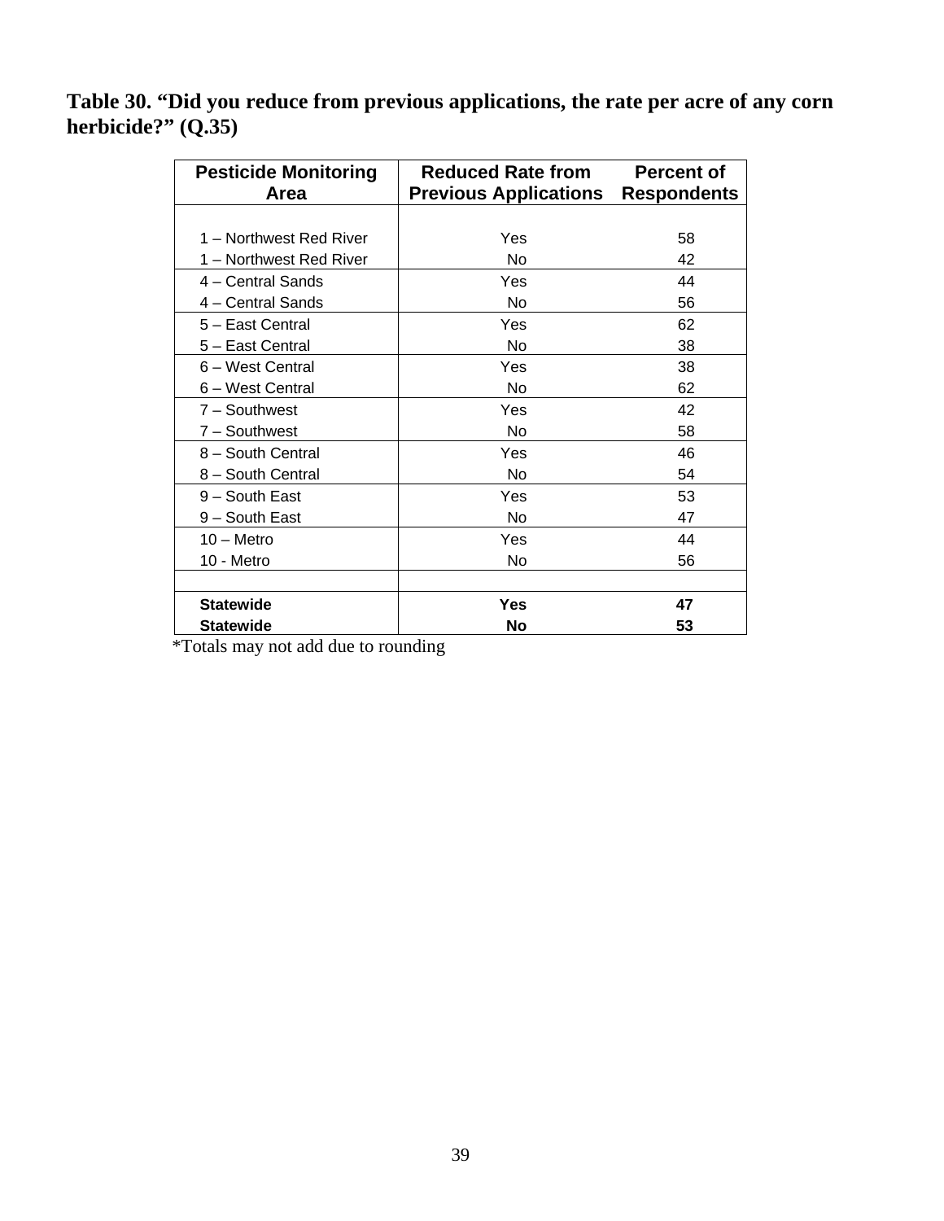**Table 30. "Did you reduce from previous applications, the rate per acre of any corn herbicide?" (Q.35)**

| Pesticide Monitoring Area | Reduced Rate from Previous Applications | Percent of Respondents |
|---|---|---|
| 1 – Northwest Red River | Yes | 58 |
| 1 – Northwest Red River | No | 42 |
| 4 – Central Sands | Yes | 44 |
| 4 – Central Sands | No | 56 |
| 5 – East Central | Yes | 62 |
| 5 – East Central | No | 38 |
| 6 – West Central | Yes | 38 |
| 6 – West Central | No | 62 |
| 7 – Southwest | Yes | 42 |
| 7 – Southwest | No | 58 |
| 8 – South Central | Yes | 46 |
| 8 – South Central | No | 54 |
| 9 – South East | Yes | 53 |
| 9 – South East | No | 47 |
| 10 – Metro | Yes | 44 |
| 10 - Metro | No | 56 |
| | | |
| **Statewide** | **Yes** | **47** |
| **Statewide** | **No** | **53** |

*Totals may not add due to rounding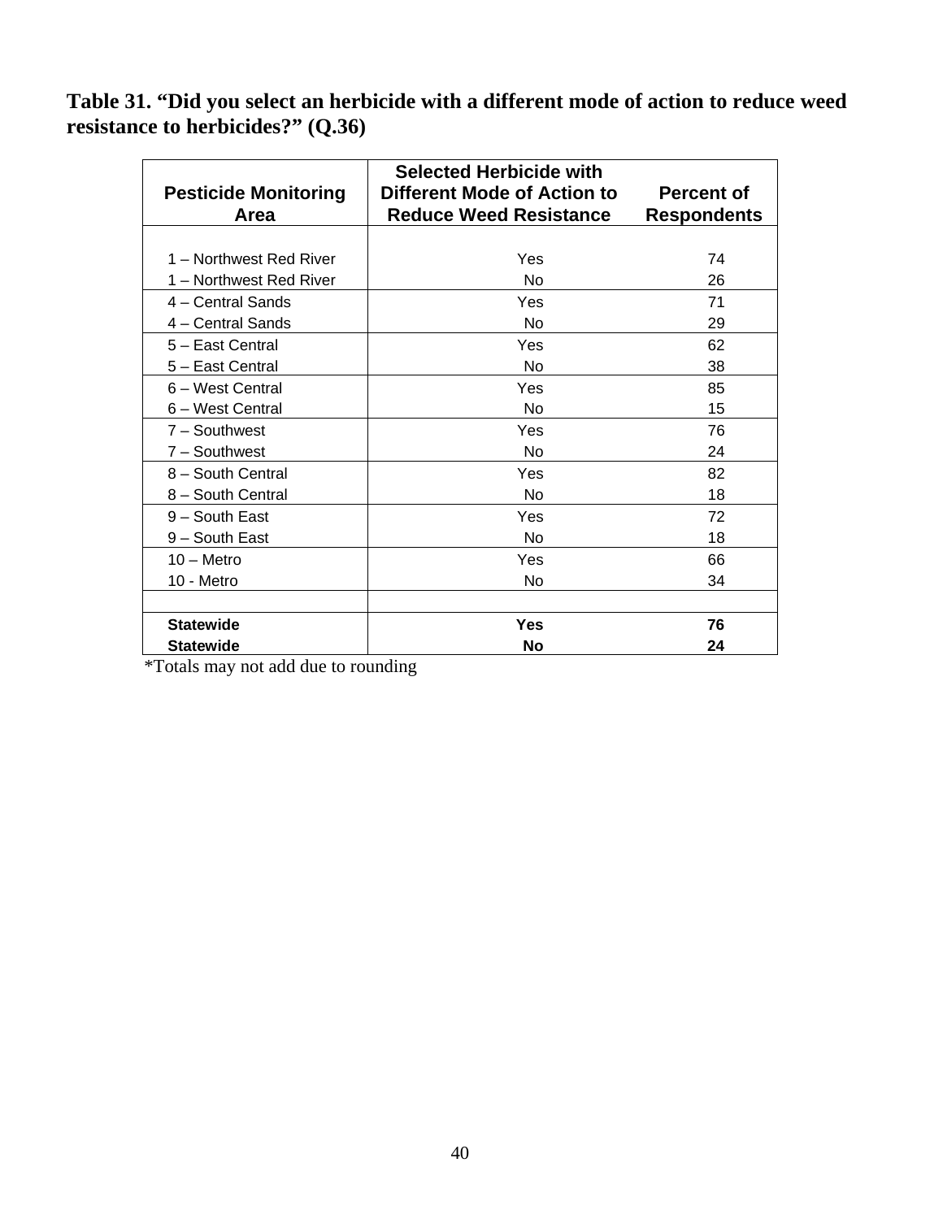**Table 31. "Did you select an herbicide with a different mode of action to reduce weed resistance to herbicides?" (Q.36)**

| Pesticide Monitoring Area | Selected Herbicide with Different Mode of Action to Reduce Weed Resistance | Percent of Respondents |
|---|---|---|
| 1 – Northwest Red River | Yes | 74 |
| 1 – Northwest Red River | No | 26 |
| 4 – Central Sands | Yes | 71 |
| 4 – Central Sands | No | 29 |
| 5 – East Central | Yes | 62 |
| 5 – East Central | No | 38 |
| 6 – West Central | Yes | 85 |
| 6 – West Central | No | 15 |
| 7 – Southwest | Yes | 76 |
| 7 – Southwest | No | 24 |
| 8 – South Central | Yes | 82 |
| 8 – South Central | No | 18 |
| 9 – South East | Yes | 72 |
| 9 – South East | No | 18 |
| 10 – Metro | Yes | 66 |
| 10 - Metro | No | 34 |
| | | |
| **Statewide** | **Yes** | **76** |
| **Statewide** | **No** | **24** |

*Totals may not add due to rounding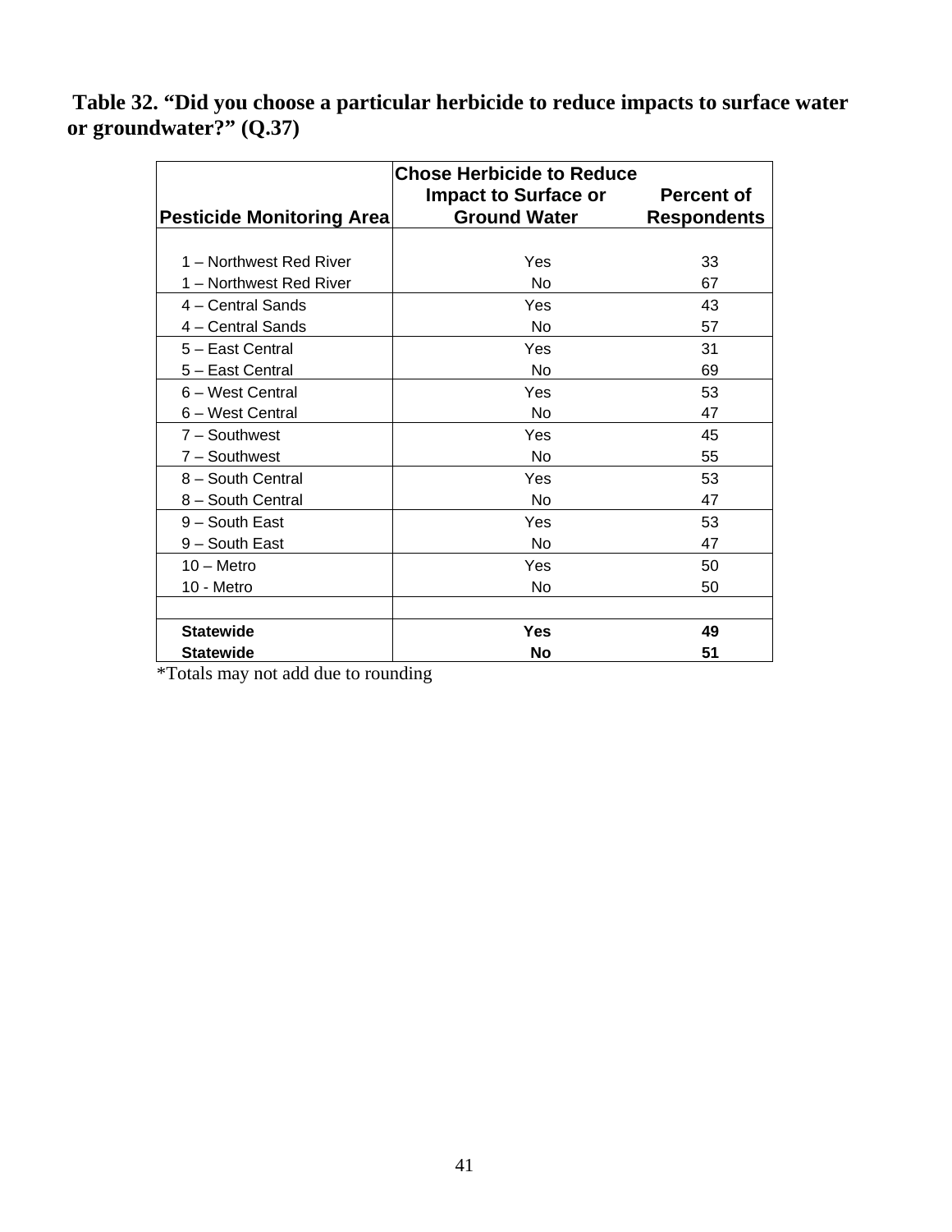**Table 32. "Did you choose a particular herbicide to reduce impacts to surface water or groundwater?" (Q.37)**

| Pesticide Monitoring Area | Chose Herbicide to Reduce Impact to Surface or Ground Water | Percent of Respondents |
|---|---|---|
| 1 – Northwest Red River | Yes | 33 |
| 1 – Northwest Red River | No | 67 |
| 4 – Central Sands | Yes | 43 |
| 4 – Central Sands | No | 57 |
| 5 – East Central | Yes | 31 |
| 5 – East Central | No | 69 |
| 6 – West Central | Yes | 53 |
| 6 – West Central | No | 47 |
| 7 – Southwest | Yes | 45 |
| 7 – Southwest | No | 55 |
| 8 – South Central | Yes | 53 |
| 8 – South Central | No | 47 |
| 9 – South East | Yes | 53 |
| 9 – South East | No | 47 |
| 10 – Metro | Yes | 50 |
| 10 - Metro | No | 50 |
| | | |
| **Statewide** | **Yes** | **49** |
| **Statewide** | **No** | **51** |

*Totals may not add due to rounding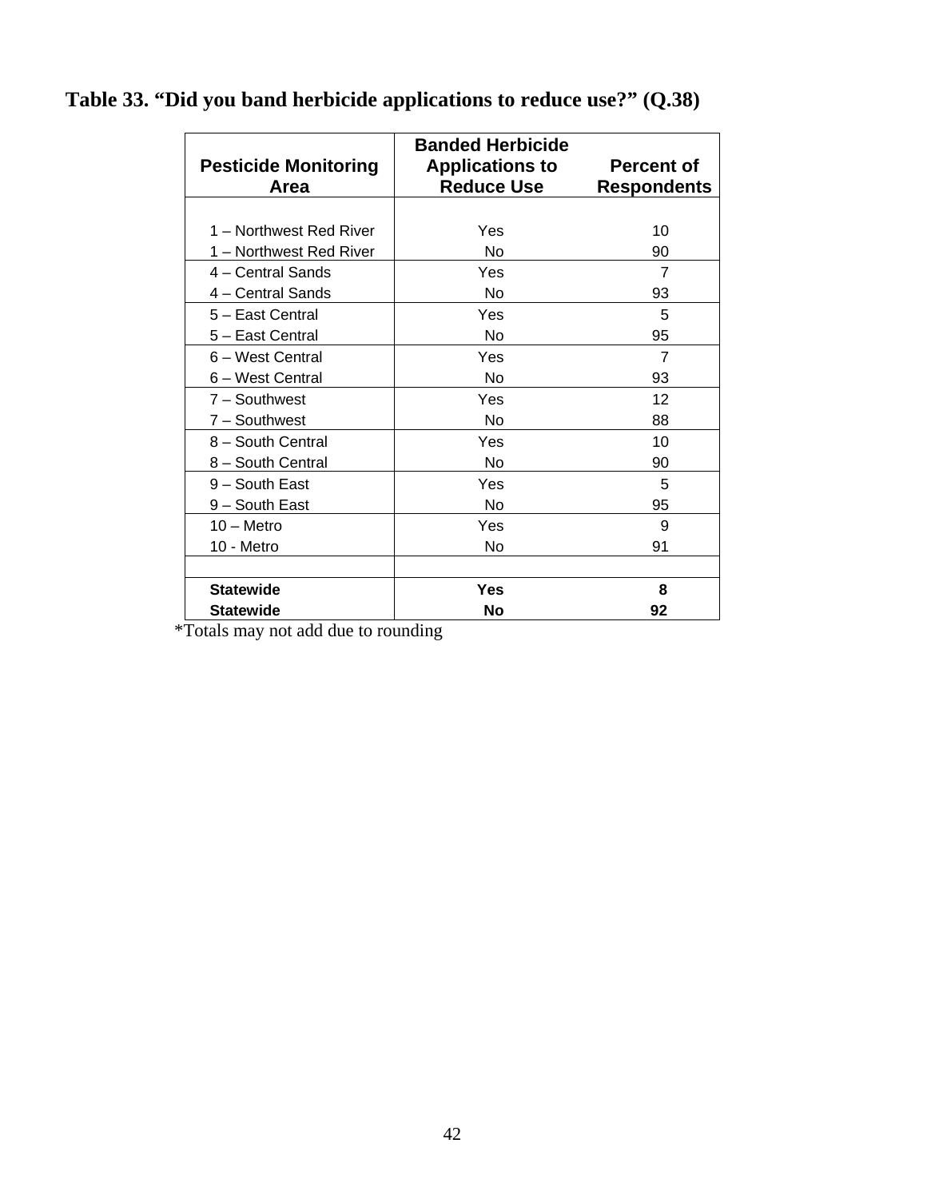**Table 33. “Did you band herbicide applications to reduce use?” (Q.38)**

| Pesticide Monitoring Area | Banded Herbicide Applications to Reduce Use | Percent of Respondents |
|---|---|---|
| 1 – Northwest Red River | Yes | 10 |
| 1 – Northwest Red River | No | 90 |
| 4 – Central Sands | Yes | 7 |
| 4 – Central Sands | No | 93 |
| 5 – East Central | Yes | 5 |
| 5 – East Central | No | 95 |
| 6 – West Central | Yes | 7 |
| 6 – West Central | No | 93 |
| 7 – Southwest | Yes | 12 |
| 7 – Southwest | No | 88 |
| 8 – South Central | Yes | 10 |
| 8 – South Central | No | 90 |
| 9 – South East | Yes | 5 |
| 9 – South East | No | 95 |
| 10 – Metro | Yes | 9 |
| 10 - Metro | No | 91 |
| | | |
| **Statewide** | **Yes** | **8** |
| **Statewide** | **No** | **92** |

*Totals may not add due to rounding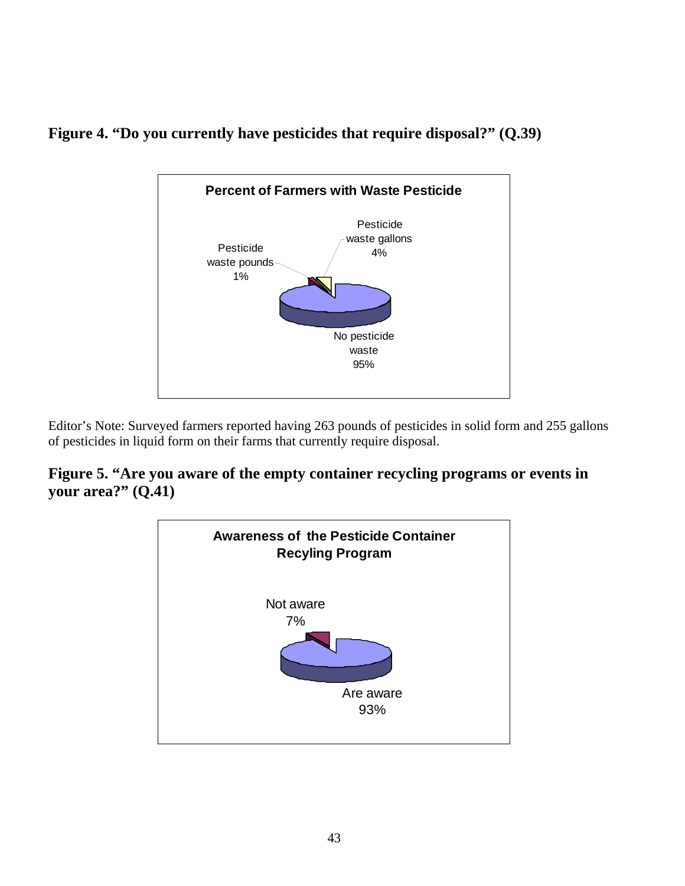**Figure 4. "Do you currently have pesticides that require disposal?" (Q.39)**

**Percent of Farmers with Waste Pesticide**

Pesticide waste gallons 4%

Pesticide waste pounds 1%

No pesticide waste 95%

Editor's Note: Surveyed farmers reported having 263 pounds of pesticides in solid form and 255 gallons of pesticides in liquid form on their farms that currently require disposal.

**Figure 5. "Are you aware of the empty container recycling programs or events in your area?" (Q.41)**

**Awareness of the Pesticide Container Recyling Program**

Not aware 7%

Are aware 93%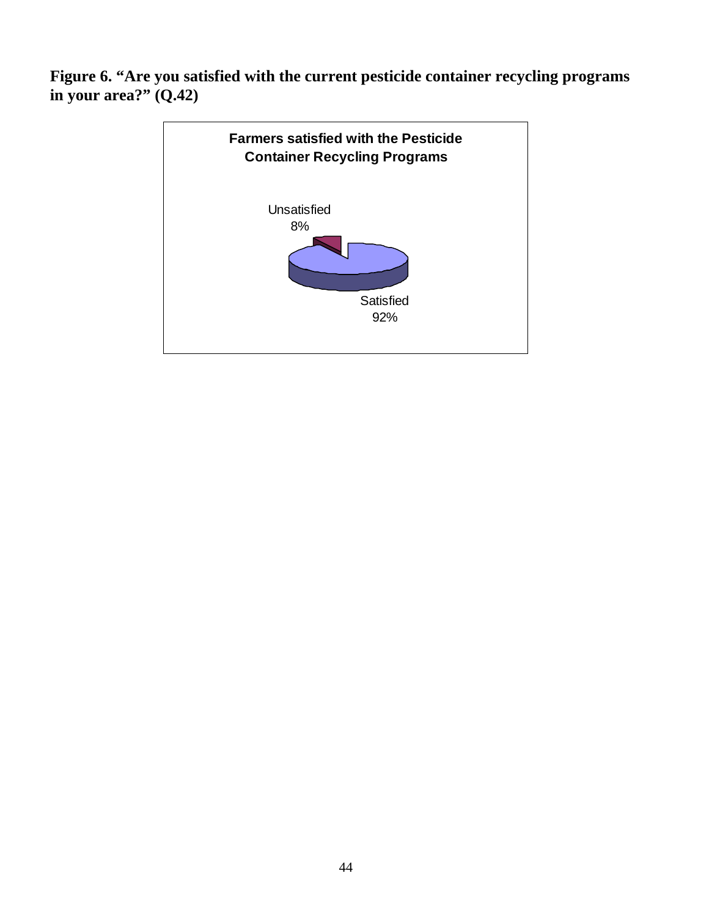**Figure 6. "Are you satisfied with the current pesticide container recycling programs in your area?" (Q.42)**

**Farmers satisfied with the Pesticide Container Recycling Programs**

Unsatisfied
8%

Satisfied
92%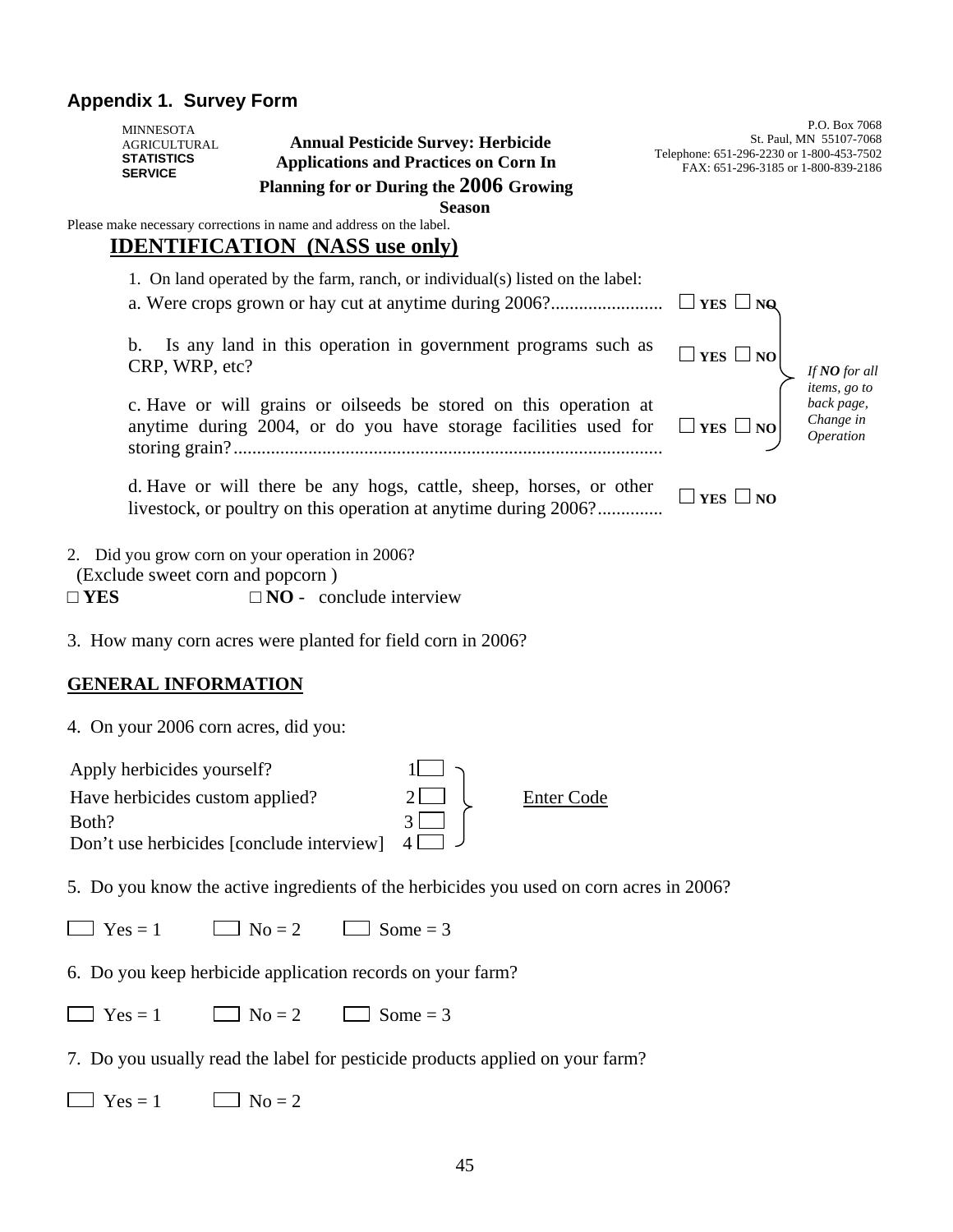## Appendix 1. Survey Form

MINNESOTA AGRICULTURAL **STATISTICS SERVICE**

**Annual Pesticide Survey: Herbicide Applications and Practices on Corn In Planning for or During the 2006 Growing Season**

P.O. Box 7068
St. Paul, MN 55107-7068
Telephone: 651-296-2230 or 1-800-453-7502
FAX: 651-296-3185 or 1-800-839-2186

Please make necessary corrections in name and address on the label.

### IDENTIFICATION (NASS use only)

1. On land operated by the farm, ranch, or individual(s) listed on the label:

a. Were crops grown or hay cut at anytime during 2006?........................ □ **YES** □ **NO**

b. Is any land in this operation in government programs such as CRP, WRP, etc? □ **YES** □ **NO**

c. Have or will grains or oilseeds be stored on this operation at anytime during 2004, or do you have storage facilities used for storing grain?........................................................................................... □ **YES** □ **NO**

*If **NO** for all items, go to back page, Change in Operation*

d. Have or will there be any hogs, cattle, sheep, horses, or other livestock, or poultry on this operation at anytime during 2006?.............. □ **YES** □ **NO**

2. Did you grow corn on your operation in 2006?
(Exclude sweet corn and popcorn )

□ **YES** □ **NO** - conclude interview

3. How many corn acres were planted for field corn in 2006?

### GENERAL INFORMATION

4. On your 2006 corn acres, did you:

Apply herbicides yourself? 1 □
Have herbicides custom applied? 2 □
Both? 3 □
Don't use herbicides [conclude interview] 4 □

Enter Code

5. Do you know the active ingredients of the herbicides you used on corn acres in 2006?

□ Yes = 1 □ No = 2 □ Some = 3

6. Do you keep herbicide application records on your farm?

□ Yes = 1 □ No = 2 □ Some = 3

7. Do you usually read the label for pesticide products applied on your farm?

□ Yes = 1 □ No = 2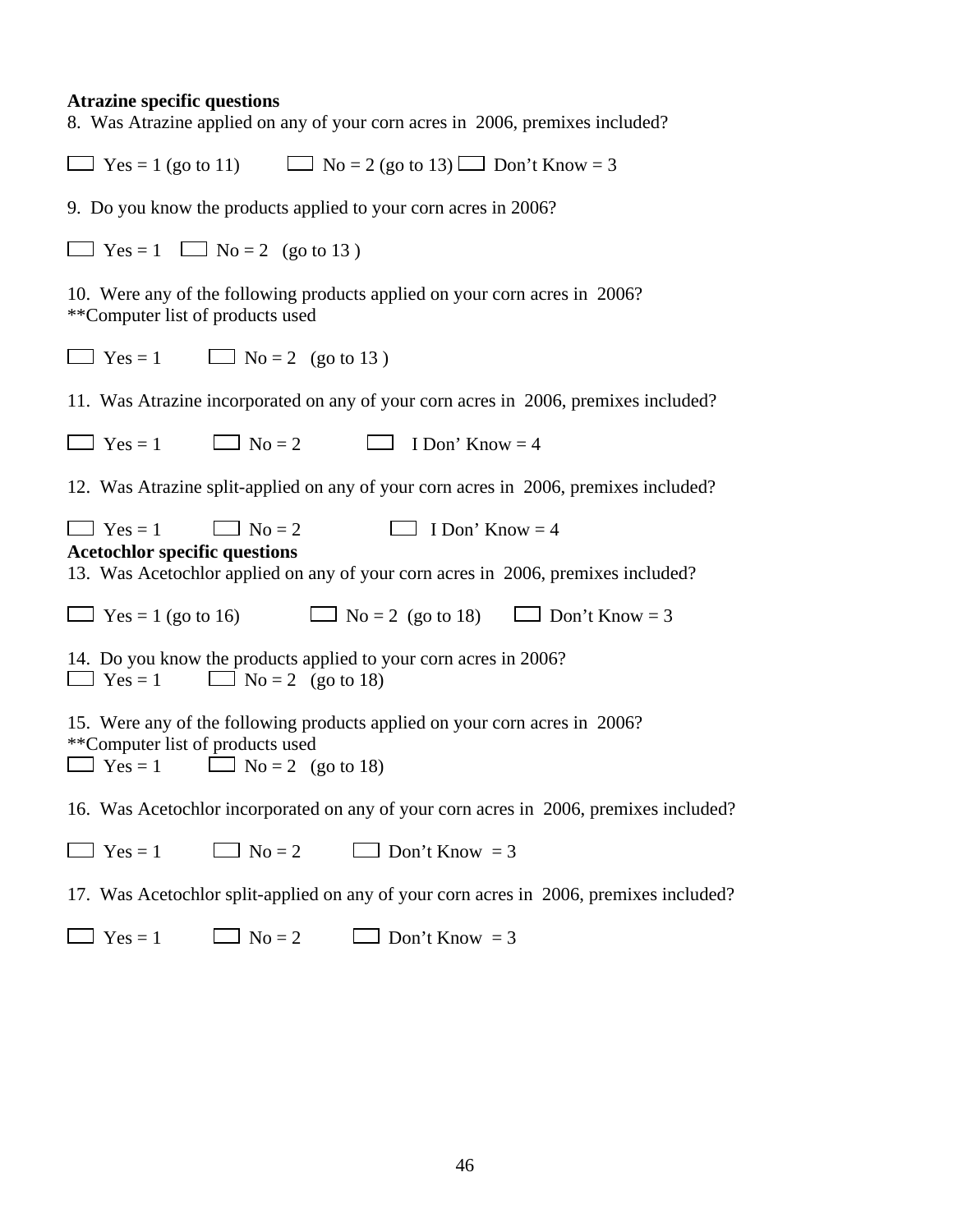**Atrazine specific questions**

8. Was Atrazine applied on any of your corn acres in 2006, premixes included?

☐ Yes = 1 (go to 11) ☐ No = 2 (go to 13) ☐ Don't Know = 3

9. Do you know the products applied to your corn acres in 2006?

☐ Yes = 1 ☐ No = 2 (go to 13 )

10. Were any of the following products applied on your corn acres in 2006?
**Computer list of products used

☐ Yes = 1 ☐ No = 2 (go to 13 )

11. Was Atrazine incorporated on any of your corn acres in 2006, premixes included?

☐ Yes = 1 ☐ No = 2 ☐ I Don' Know = 4

12. Was Atrazine split-applied on any of your corn acres in 2006, premixes included?

☐ Yes = 1 ☐ No = 2 ☐ I Don' Know = 4

**Acetochlor specific questions**

13. Was Acetochlor applied on any of your corn acres in 2006, premixes included?

☐ Yes = 1 (go to 16) ☐ No = 2 (go to 18) ☐ Don't Know = 3

14. Do you know the products applied to your corn acres in 2006?

☐ Yes = 1 ☐ No = 2 (go to 18)

15. Were any of the following products applied on your corn acres in 2006?
**Computer list of products used

☐ Yes = 1 ☐ No = 2 (go to 18)

16. Was Acetochlor incorporated on any of your corn acres in 2006, premixes included?

☐ Yes = 1 ☐ No = 2 ☐ Don't Know = 3

17. Was Acetochlor split-applied on any of your corn acres in 2006, premixes included?

☐ Yes = 1 ☐ No = 2 ☐ Don't Know = 3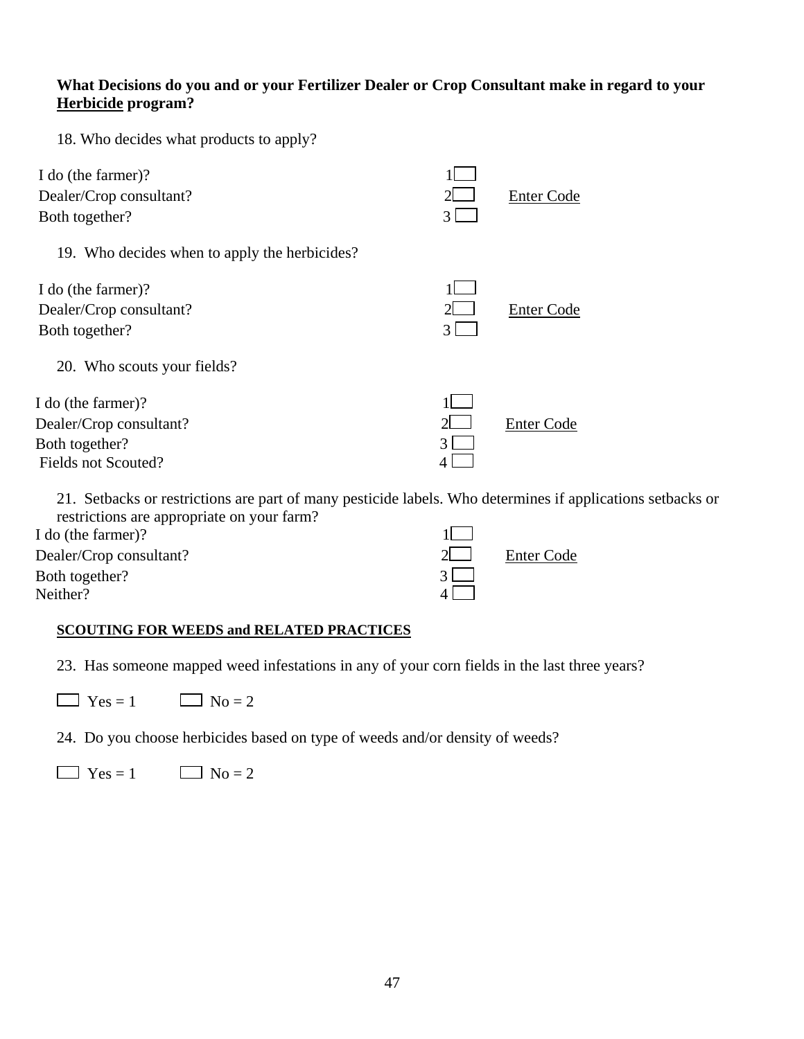**What Decisions do you and or your Fertilizer Dealer or Crop Consultant make in regard to your <u>Herbicide</u> program?**

18. Who decides what products to apply?

I do (the farmer)? 1☐
Dealer/Crop consultant? 2☐ <u>Enter Code</u>
Both together? 3☐

19. Who decides when to apply the herbicides?

I do (the farmer)? 1☐
Dealer/Crop consultant? 2☐ <u>Enter Code</u>
Both together? 3☐

20. Who scouts your fields?

I do (the farmer)? 1☐
Dealer/Crop consultant? 2☐ <u>Enter Code</u>
Both together? 3☐
Fields not Scouted? 4☐

21. Setbacks or restrictions are part of many pesticide labels. Who determines if applications setbacks or restrictions are appropriate on your farm?

I do (the farmer)? 1☐
Dealer/Crop consultant? 2☐ <u>Enter Code</u>
Both together? 3☐
Neither? 4☐

**<u>SCOUTING FOR WEEDS and RELATED PRACTICES</u>**

23. Has someone mapped weed infestations in any of your corn fields in the last three years?

☐ Yes = 1 ☐ No = 2

24. Do you choose herbicides based on type of weeds and/or density of weeds?

☐ Yes = 1 ☐ No = 2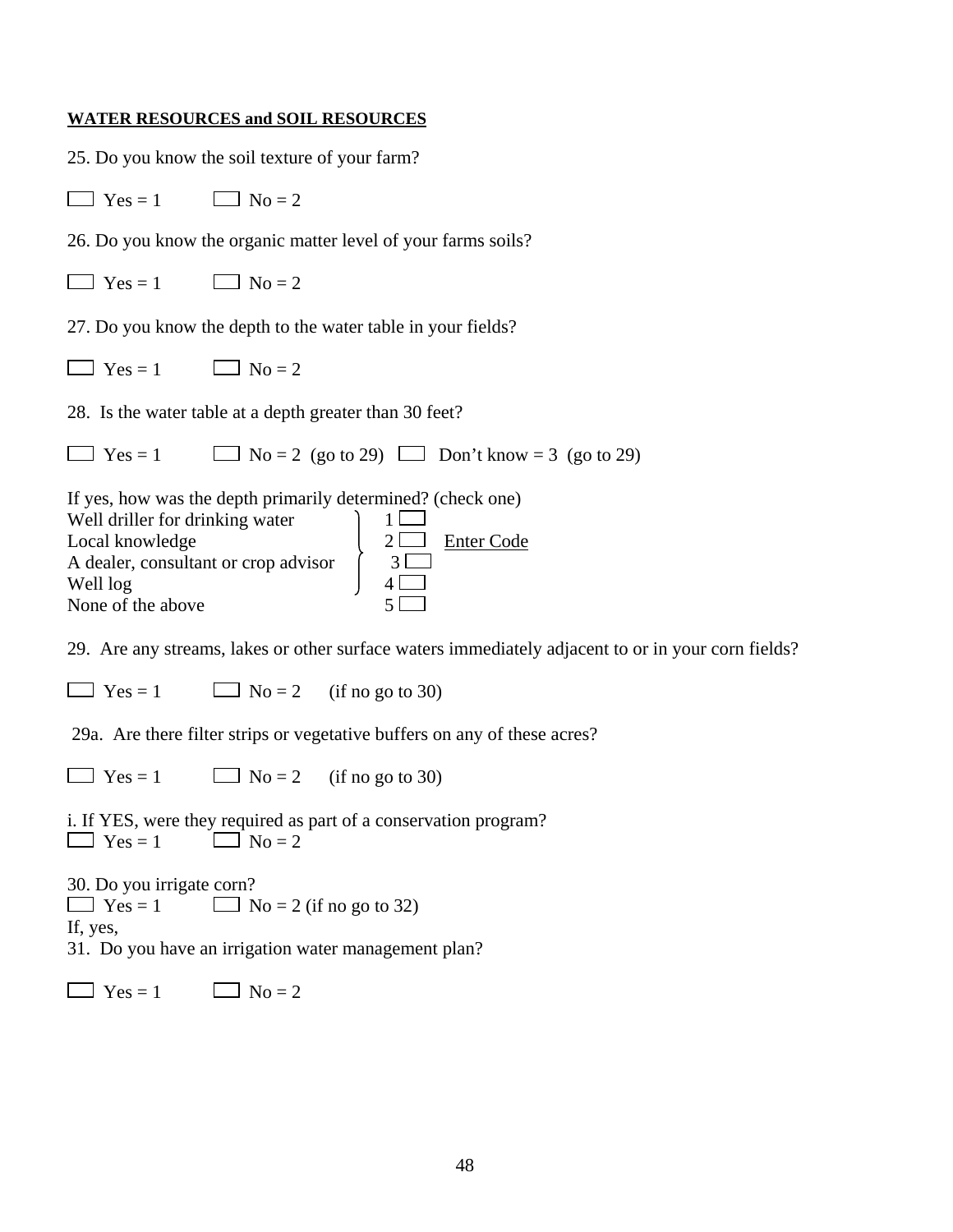**WATER RESOURCES and SOIL RESOURCES**

25. Do you know the soil texture of your farm?

☐ Yes = 1 ☐ No = 2

26. Do you know the organic matter level of your farms soils?

☐ Yes = 1 ☐ No = 2

27. Do you know the depth to the water table in your fields?

☐ Yes = 1 ☐ No = 2

28. Is the water table at a depth greater than 30 feet?

☐ Yes = 1 ☐ No = 2 (go to 29) ☐ Don't know = 3 (go to 29)

If yes, how was the depth primarily determined? (check one)

Well driller for drinking water 1 ☐
Local knowledge 2 ☐ Enter Code
A dealer, consultant or crop advisor 3 ☐
Well log 4 ☐
None of the above 5 ☐

29. Are any streams, lakes or other surface waters immediately adjacent to or in your corn fields?

☐ Yes = 1 ☐ No = 2 (if no go to 30)

29a. Are there filter strips or vegetative buffers on any of these acres?

☐ Yes = 1 ☐ No = 2 (if no go to 30)

i. If YES, were they required as part of a conservation program?
☐ Yes = 1 ☐ No = 2

30. Do you irrigate corn?
☐ Yes = 1 ☐ No = 2 (if no go to 32)
If, yes,
31. Do you have an irrigation water management plan?

☐ Yes = 1 ☐ No = 2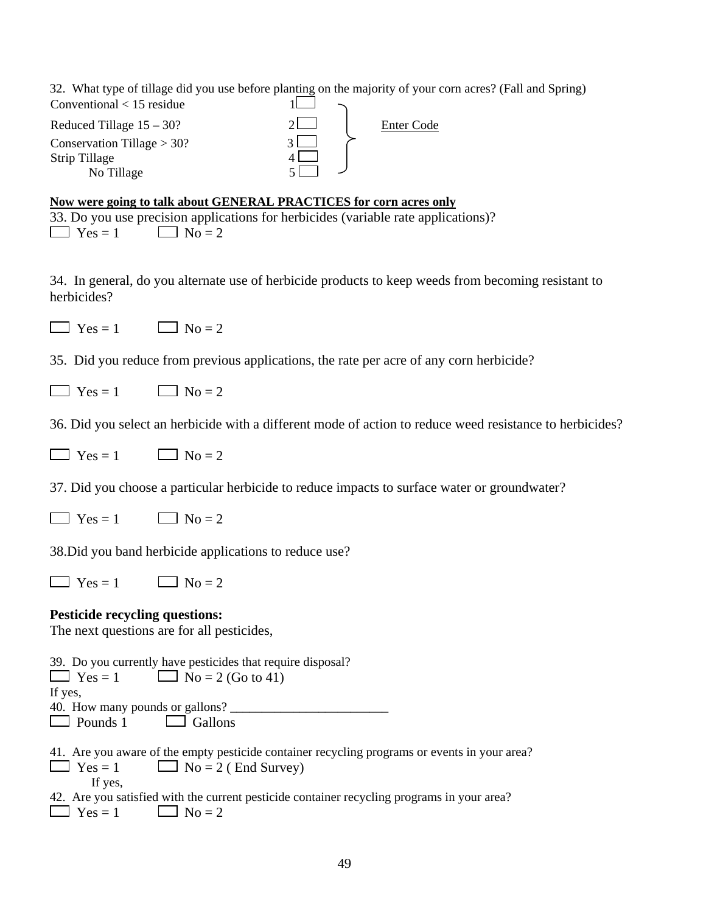32. What type of tillage did you use before planting on the majority of your corn acres? (Fall and Spring)

Conventional < 15 residue 1☐

Reduced Tillage 15 – 30? 2☐

Conservation Tillage > 30? 3☐

Strip Tillage 4☐

No Tillage 5☐

Enter Code

**Now were going to talk about GENERAL PRACTICES for corn acres only**

33. Do you use precision applications for herbicides (variable rate applications)?

☐ Yes = 1 ☐ No = 2

34. In general, do you alternate use of herbicide products to keep weeds from becoming resistant to herbicides?

☐ Yes = 1 ☐ No = 2

35. Did you reduce from previous applications, the rate per acre of any corn herbicide?

☐ Yes = 1 ☐ No = 2

36. Did you select an herbicide with a different mode of action to reduce weed resistance to herbicides?

☐ Yes = 1 ☐ No = 2

37. Did you choose a particular herbicide to reduce impacts to surface water or groundwater?

☐ Yes = 1 ☐ No = 2

38.Did you band herbicide applications to reduce use?

☐ Yes = 1 ☐ No = 2

**Pesticide recycling questions:**

The next questions are for all pesticides,

39. Do you currently have pesticides that require disposal?

☐ Yes = 1 ☐ No = 2 (Go to 41)

If yes,

40. How many pounds or gallons? _________________________

☐ Pounds 1 ☐ Gallons

41. Are you aware of the empty pesticide container recycling programs or events in your area?

☐ Yes = 1 ☐ No = 2 ( End Survey)

If yes,

42. Are you satisfied with the current pesticide container recycling programs in your area?

☐ Yes = 1 ☐ No = 2